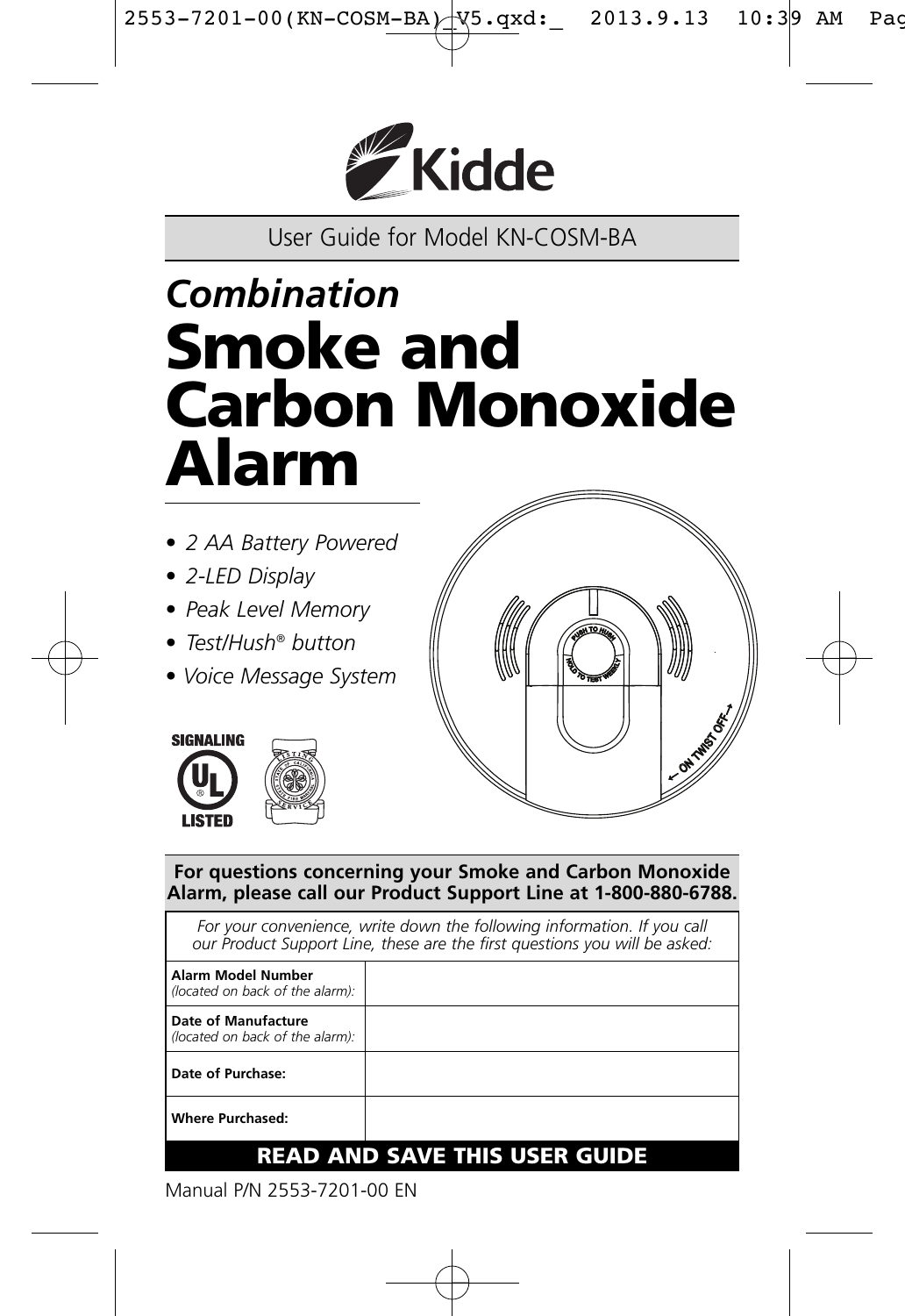Kidde

User Guide for Model KN-COSM-BA

# *Combination*
# Smoke and Carbon Monoxide Alarm

- *2 AA Battery Powered*
- *2-LED Display*
- *Peak Level Memory*
- *Test/Hush® button*
- *Voice Message System*

SIGNALING UL LISTED

**For questions concerning your Smoke and Carbon Monoxide Alarm, please call our Product Support Line at 1-800-880-6788.**

*For your convenience, write down the following information. If you call our Product Support Line, these are the first questions you will be asked:*

| | |
|---|---|
| **Alarm Model Number** *(located on back of the alarm):* | |
| **Date of Manufacture** *(located on back of the alarm):* | |
| **Date of Purchase:** | |
| **Where Purchased:** | |

**READ AND SAVE THIS USER GUIDE**

Manual P/N 2553-7201-00 EN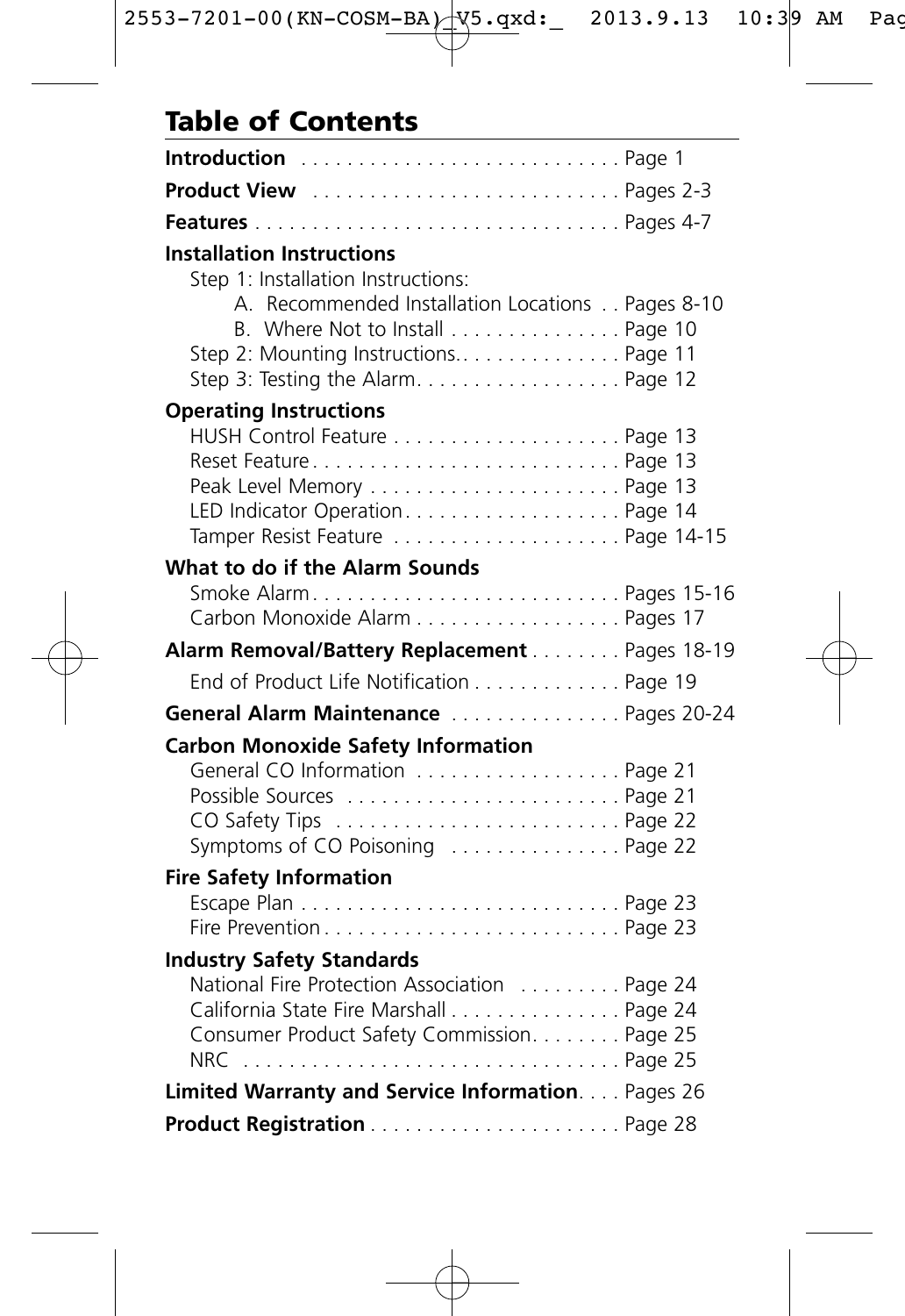# Table of Contents

**Introduction** . . . . . . . . . . . . . . . . . . . . . . . . . . . . Page 1

**Product View** . . . . . . . . . . . . . . . . . . . . . . . . . . . Pages 2-3

**Features** . . . . . . . . . . . . . . . . . . . . . . . . . . . . . . . . Pages 4-7

**Installation Instructions**

- Step 1: Installation Instructions:
  - A. Recommended Installation Locations . . Pages 8-10
  - B. Where Not to Install . . . . . . . . . . . . . . . Page 10
- Step 2: Mounting Instructions. . . . . . . . . . . . . . . Page 11
- Step 3: Testing the Alarm. . . . . . . . . . . . . . . . . . Page 12

**Operating Instructions**

- HUSH Control Feature . . . . . . . . . . . . . . . . . . . . Page 13
- Reset Feature . . . . . . . . . . . . . . . . . . . . . . . . . . . Page 13
- Peak Level Memory . . . . . . . . . . . . . . . . . . . . . . Page 13
- LED Indicator Operation . . . . . . . . . . . . . . . . . . . Page 14
- Tamper Resist Feature . . . . . . . . . . . . . . . . . . . . Page 14-15

**What to do if the Alarm Sounds**

- Smoke Alarm . . . . . . . . . . . . . . . . . . . . . . . . . . . Pages 15-16
- Carbon Monoxide Alarm . . . . . . . . . . . . . . . . . . Pages 17

**Alarm Removal/Battery Replacement** . . . . . . . . Pages 18-19

- End of Product Life Notification . . . . . . . . . . . . . Page 19

**General Alarm Maintenance** . . . . . . . . . . . . . . . Pages 20-24

**Carbon Monoxide Safety Information**

- General CO Information . . . . . . . . . . . . . . . . . . Page 21
- Possible Sources . . . . . . . . . . . . . . . . . . . . . . . . Page 21
- CO Safety Tips . . . . . . . . . . . . . . . . . . . . . . . . . Page 22
- Symptoms of CO Poisoning . . . . . . . . . . . . . . . Page 22

**Fire Safety Information**

- Escape Plan . . . . . . . . . . . . . . . . . . . . . . . . . . . . Page 23
- Fire Prevention . . . . . . . . . . . . . . . . . . . . . . . . . . Page 23

**Industry Safety Standards**

- National Fire Protection Association . . . . . . . . . Page 24
- California State Fire Marshall . . . . . . . . . . . . . . . Page 24
- Consumer Product Safety Commission. . . . . . . . Page 25
- NRC . . . . . . . . . . . . . . . . . . . . . . . . . . . . . . . . . Page 25

**Limited Warranty and Service Information**. . . . Pages 26

**Product Registration** . . . . . . . . . . . . . . . . . . . . . . Page 28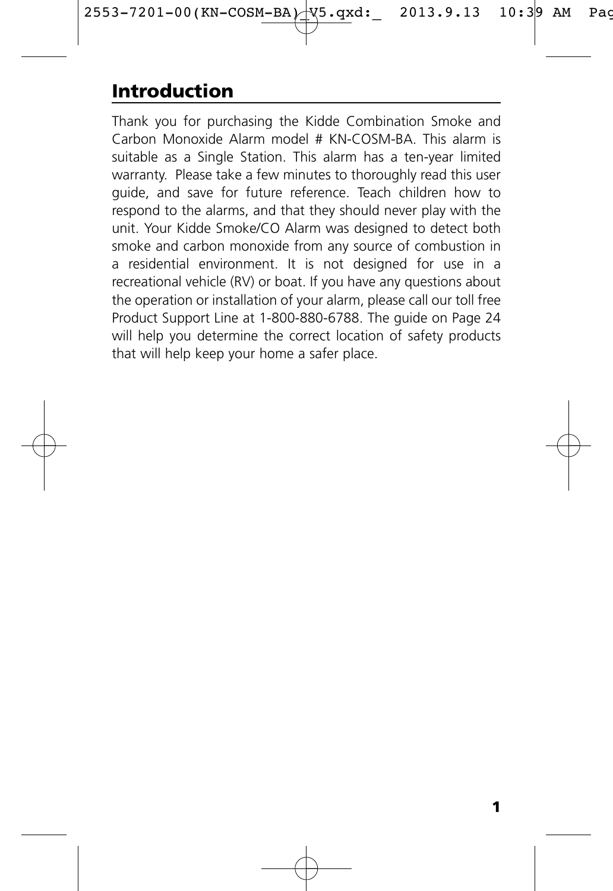# Introduction

Thank you for purchasing the Kidde Combination Smoke and Carbon Monoxide Alarm model # KN-COSM-BA. This alarm is suitable as a Single Station. This alarm has a ten-year limited warranty. Please take a few minutes to thoroughly read this user guide, and save for future reference. Teach children how to respond to the alarms, and that they should never play with the unit. Your Kidde Smoke/CO Alarm was designed to detect both smoke and carbon monoxide from any source of combustion in a residential environment. It is not designed for use in a recreational vehicle (RV) or boat. If you have any questions about the operation or installation of your alarm, please call our toll free Product Support Line at 1-800-880-6788. The guide on Page 24 will help you determine the correct location of safety products that will help keep your home a safer place.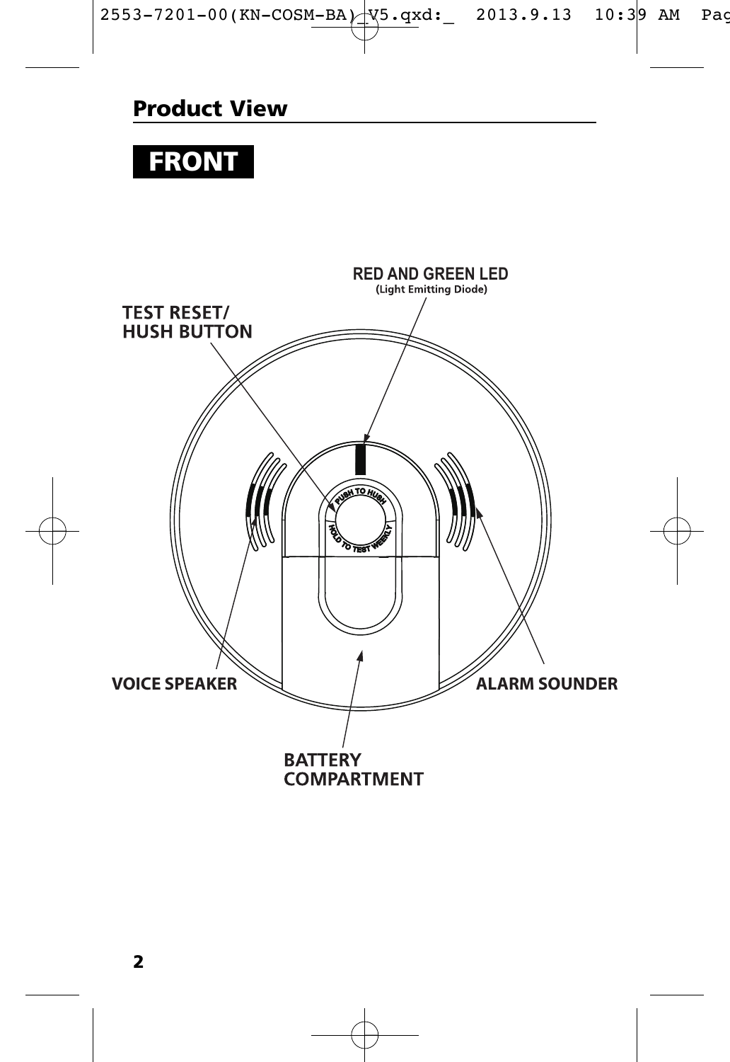## Product View

**FRONT**

RED AND GREEN LED
(Light Emitting Diode)

TEST RESET/
HUSH BUTTON

PUSH TO HUSH

HOLD TO TEST WEEKLY

VOICE SPEAKER

ALARM SOUNDER

BATTERY
COMPARTMENT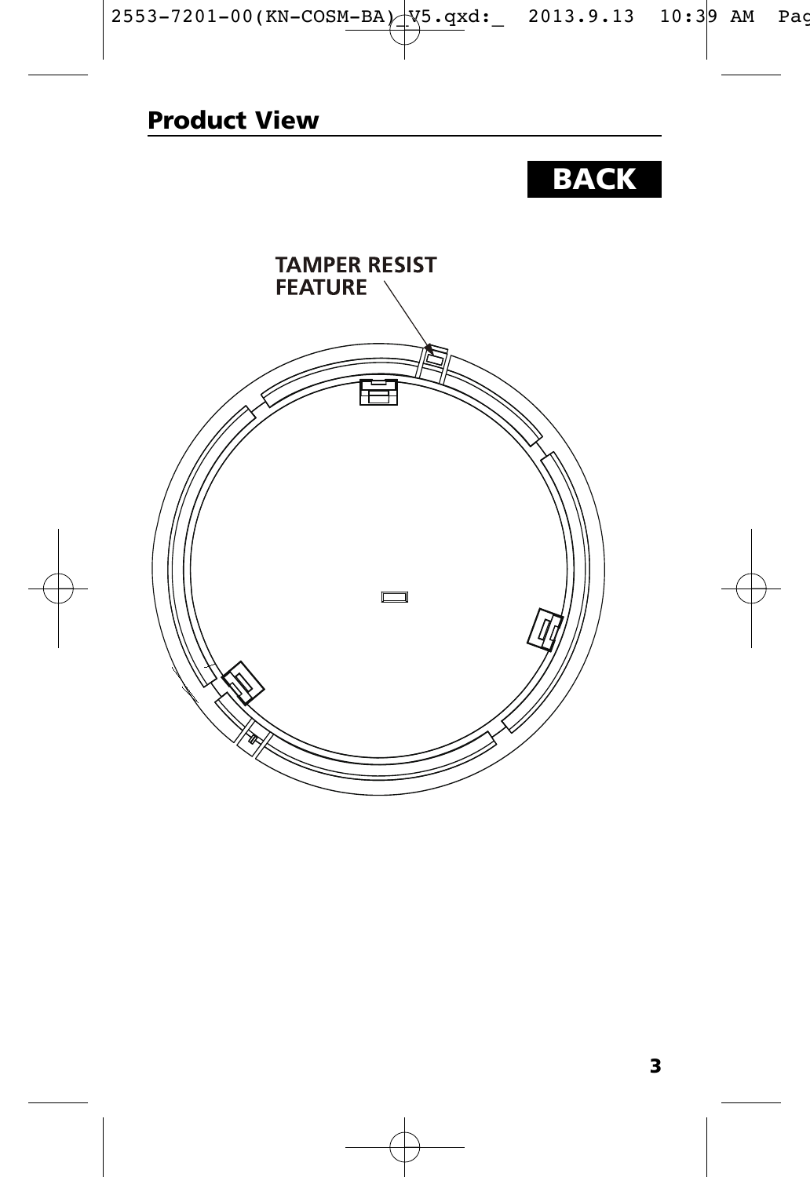## Product View

**BACK**

TAMPER RESIST FEATURE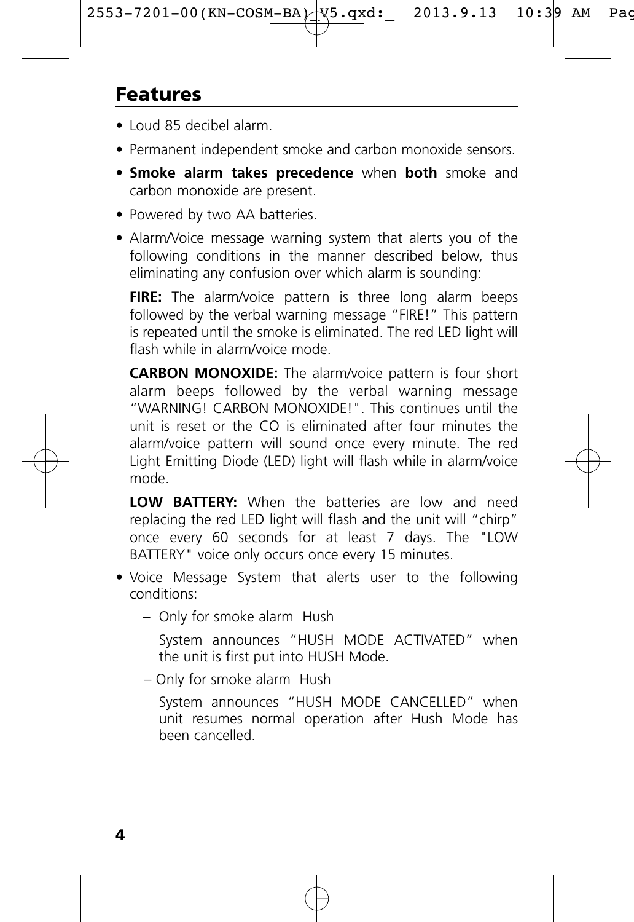## Features

- Loud 85 decibel alarm.
- Permanent independent smoke and carbon monoxide sensors.
- **Smoke alarm takes precedence** when **both** smoke and carbon monoxide are present.
- Powered by two AA batteries.
- Alarm/Voice message warning system that alerts you of the following conditions in the manner described below, thus eliminating any confusion over which alarm is sounding:

  **FIRE:** The alarm/voice pattern is three long alarm beeps followed by the verbal warning message "FIRE!" This pattern is repeated until the smoke is eliminated. The red LED light will flash while in alarm/voice mode.

  **CARBON MONOXIDE:** The alarm/voice pattern is four short alarm beeps followed by the verbal warning message "WARNING! CARBON MONOXIDE!". This continues until the unit is reset or the CO is eliminated after four minutes the alarm/voice pattern will sound once every minute. The red Light Emitting Diode (LED) light will flash while in alarm/voice mode.

  **LOW BATTERY:** When the batteries are low and need replacing the red LED light will flash and the unit will "chirp" once every 60 seconds for at least 7 days. The "LOW BATTERY" voice only occurs once every 15 minutes.

- Voice Message System that alerts user to the following conditions:
  - Only for smoke alarm Hush

    System announces "HUSH MODE ACTIVATED" when the unit is first put into HUSH Mode.

  - Only for smoke alarm Hush

    System announces "HUSH MODE CANCELLED" when unit resumes normal operation after Hush Mode has been cancelled.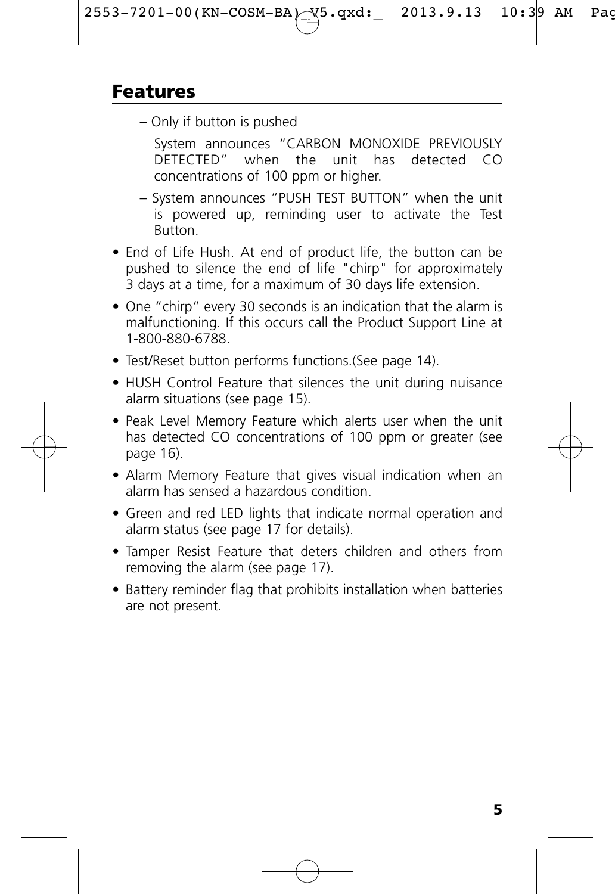## Features

- Only if button is pushed

  System announces "CARBON MONOXIDE PREVIOUSLY DETECTED" when the unit has detected CO concentrations of 100 ppm or higher.

- System announces "PUSH TEST BUTTON" when the unit is powered up, reminding user to activate the Test Button.

- End of Life Hush. At end of product life, the button can be pushed to silence the end of life "chirp" for approximately 3 days at a time, for a maximum of 30 days life extension.
- One "chirp" every 30 seconds is an indication that the alarm is malfunctioning. If this occurs call the Product Support Line at 1-800-880-6788.
- Test/Reset button performs functions.(See page 14).
- HUSH Control Feature that silences the unit during nuisance alarm situations (see page 15).
- Peak Level Memory Feature which alerts user when the unit has detected CO concentrations of 100 ppm or greater (see page 16).
- Alarm Memory Feature that gives visual indication when an alarm has sensed a hazardous condition.
- Green and red LED lights that indicate normal operation and alarm status (see page 17 for details).
- Tamper Resist Feature that deters children and others from removing the alarm (see page 17).
- Battery reminder flag that prohibits installation when batteries are not present.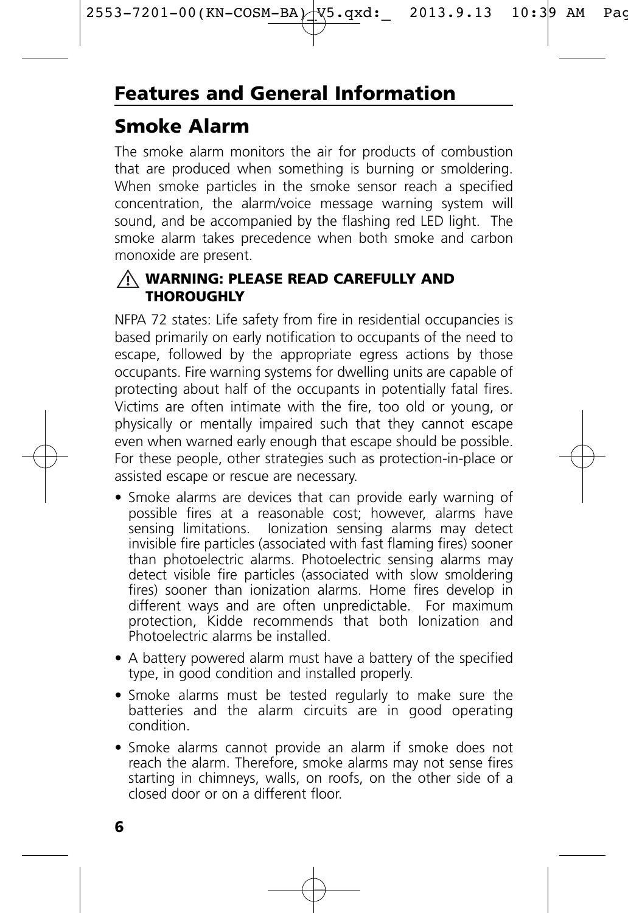# Features and General Information

## Smoke Alarm

The smoke alarm monitors the air for products of combustion that are produced when something is burning or smoldering. When smoke particles in the smoke sensor reach a specified concentration, the alarm/voice message warning system will sound, and be accompanied by the flashing red LED light. The smoke alarm takes precedence when both smoke and carbon monoxide are present.

**⚠ WARNING: PLEASE READ CAREFULLY AND THOROUGHLY**

NFPA 72 states: Life safety from fire in residential occupancies is based primarily on early notification to occupants of the need to escape, followed by the appropriate egress actions by those occupants. Fire warning systems for dwelling units are capable of protecting about half of the occupants in potentially fatal fires. Victims are often intimate with the fire, too old or young, or physically or mentally impaired such that they cannot escape even when warned early enough that escape should be possible. For these people, other strategies such as protection-in-place or assisted escape or rescue are necessary.

- Smoke alarms are devices that can provide early warning of possible fires at a reasonable cost; however, alarms have sensing limitations. Ionization sensing alarms may detect invisible fire particles (associated with fast flaming fires) sooner than photoelectric alarms. Photoelectric sensing alarms may detect visible fire particles (associated with slow smoldering fires) sooner than ionization alarms. Home fires develop in different ways and are often unpredictable. For maximum protection, Kidde recommends that both Ionization and Photoelectric alarms be installed.
- A battery powered alarm must have a battery of the specified type, in good condition and installed properly.
- Smoke alarms must be tested regularly to make sure the batteries and the alarm circuits are in good operating condition.
- Smoke alarms cannot provide an alarm if smoke does not reach the alarm. Therefore, smoke alarms may not sense fires starting in chimneys, walls, on roofs, on the other side of a closed door or on a different floor.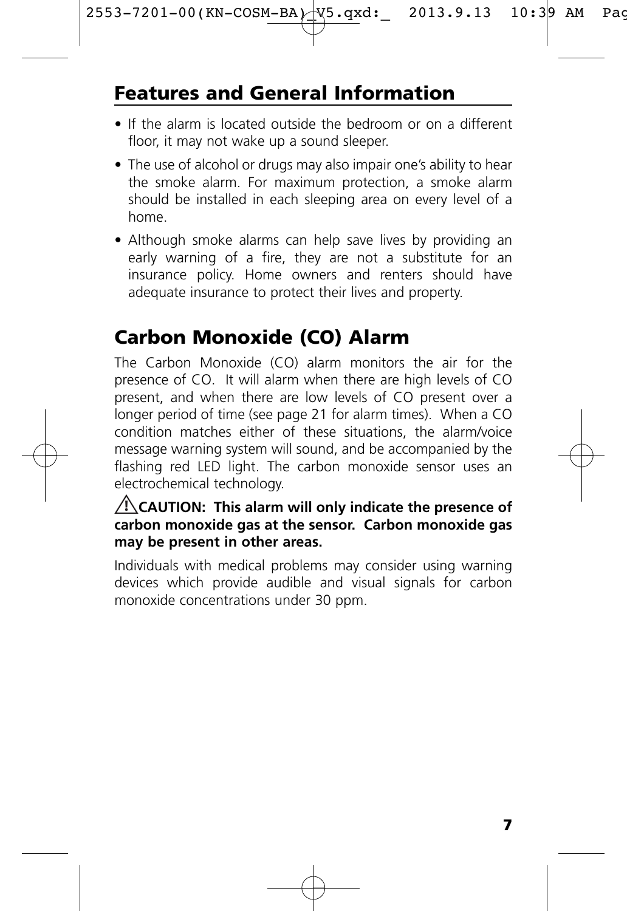## Features and General Information

- If the alarm is located outside the bedroom or on a different floor, it may not wake up a sound sleeper.
- The use of alcohol or drugs may also impair one's ability to hear the smoke alarm. For maximum protection, a smoke alarm should be installed in each sleeping area on every level of a home.
- Although smoke alarms can help save lives by providing an early warning of a fire, they are not a substitute for an insurance policy. Home owners and renters should have adequate insurance to protect their lives and property.

## Carbon Monoxide (CO) Alarm

The Carbon Monoxide (CO) alarm monitors the air for the presence of CO. It will alarm when there are high levels of CO present, and when there are low levels of CO present over a longer period of time (see page 21 for alarm times). When a CO condition matches either of these situations, the alarm/voice message warning system will sound, and be accompanied by the flashing red LED light. The carbon monoxide sensor uses an electrochemical technology.

⚠ **CAUTION: This alarm will only indicate the presence of carbon monoxide gas at the sensor. Carbon monoxide gas may be present in other areas.**

Individuals with medical problems may consider using warning devices which provide audible and visual signals for carbon monoxide concentrations under 30 ppm.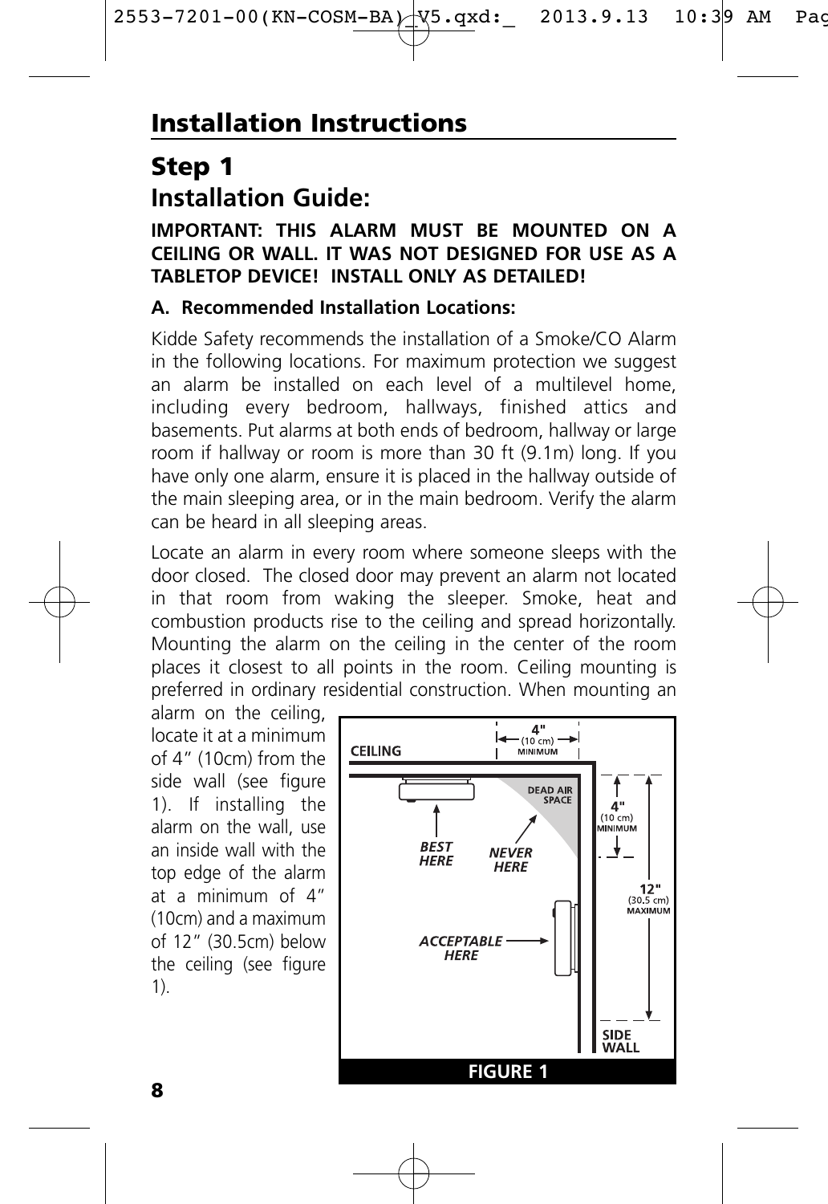# Installation Instructions

## Step 1

## Installation Guide:

**IMPORTANT: THIS ALARM MUST BE MOUNTED ON A CEILING OR WALL. IT WAS NOT DESIGNED FOR USE AS A TABLETOP DEVICE! INSTALL ONLY AS DETAILED!**

**A. Recommended Installation Locations:**

Kidde Safety recommends the installation of a Smoke/CO Alarm in the following locations. For maximum protection we suggest an alarm be installed on each level of a multilevel home, including every bedroom, hallways, finished attics and basements. Put alarms at both ends of bedroom, hallway or large room if hallway or room is more than 30 ft (9.1m) long. If you have only one alarm, ensure it is placed in the hallway outside of the main sleeping area, or in the main bedroom. Verify the alarm can be heard in all sleeping areas.

Locate an alarm in every room where someone sleeps with the door closed. The closed door may prevent an alarm not located in that room from waking the sleeper. Smoke, heat and combustion products rise to the ceiling and spread horizontally. Mounting the alarm on the ceiling in the center of the room places it closest to all points in the room. Ceiling mounting is preferred in ordinary residential construction. When mounting an alarm on the ceiling, locate it at a minimum of 4" (10cm) from the side wall (see figure 1). If installing the alarm on the wall, use an inside wall with the top edge of the alarm at a minimum of 4" (10cm) and a maximum of 12" (30.5cm) below the ceiling (see figure 1).

CEILING | 4" (10 cm) MINIMUM | DEAD AIR SPACE | BEST HERE | NEVER HERE | 4" (10 cm) MINIMUM | 12" (30.5 cm) MAXIMUM | ACCEPTABLE HERE | SIDE WALL

**FIGURE 1**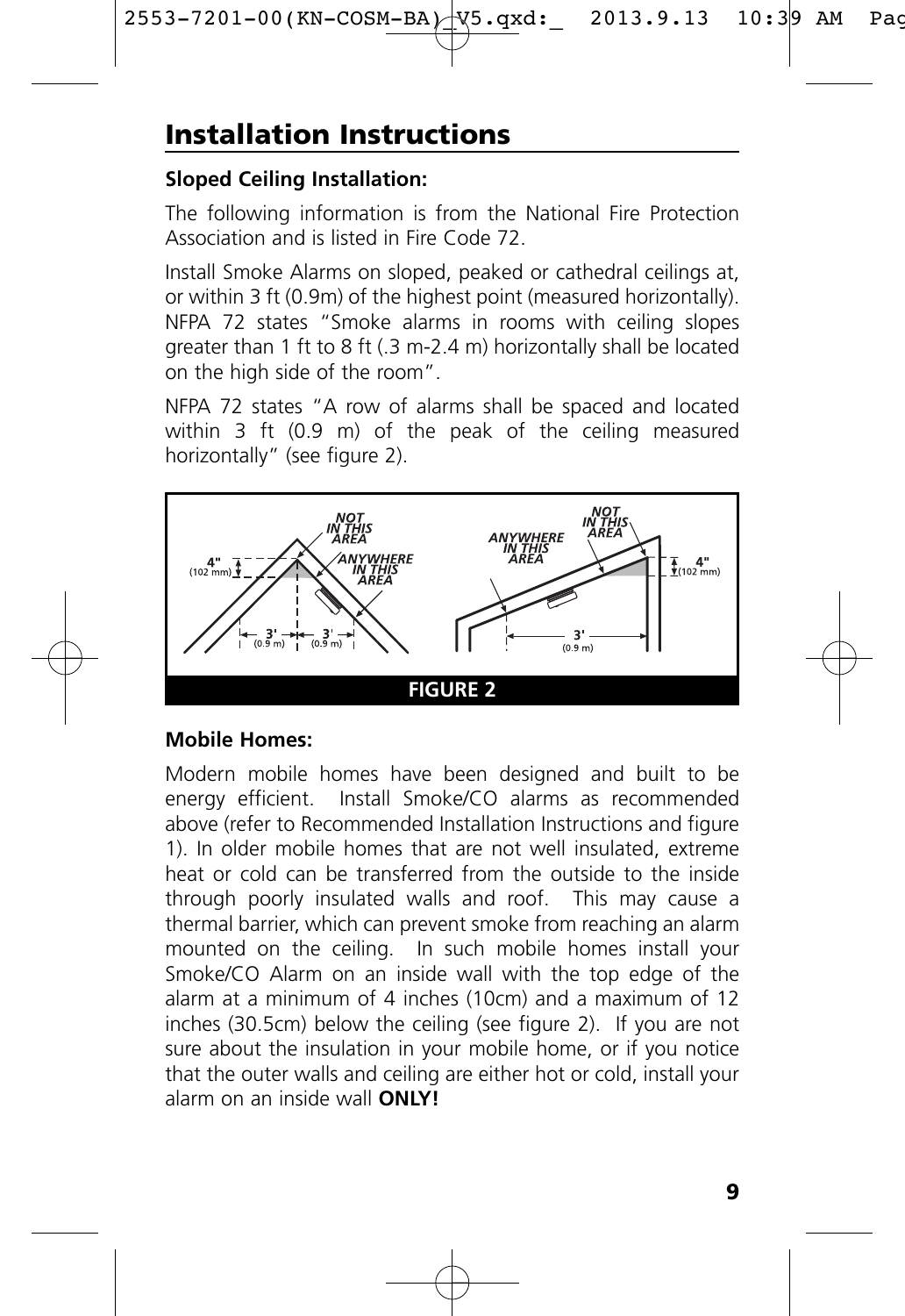# Installation Instructions

**Sloped Ceiling Installation:**

The following information is from the National Fire Protection Association and is listed in Fire Code 72.

Install Smoke Alarms on sloped, peaked or cathedral ceilings at, or within 3 ft (0.9m) of the highest point (measured horizontally). NFPA 72 states "Smoke alarms in rooms with ceiling slopes greater than 1 ft to 8 ft (.3 m-2.4 m) horizontally shall be located on the high side of the room".

NFPA 72 states "A row of alarms shall be spaced and located within 3 ft (0.9 m) of the peak of the ceiling measured horizontally" (see figure 2).

NOT IN THIS AREA

ANYWHERE IN THIS AREA

4" (102 mm)

3' (0.9 m)

**FIGURE 2**

**Mobile Homes:**

Modern mobile homes have been designed and built to be energy efficient. Install Smoke/CO alarms as recommended above (refer to Recommended Installation Instructions and figure 1). In older mobile homes that are not well insulated, extreme heat or cold can be transferred from the outside to the inside through poorly insulated walls and roof. This may cause a thermal barrier, which can prevent smoke from reaching an alarm mounted on the ceiling. In such mobile homes install your Smoke/CO Alarm on an inside wall with the top edge of the alarm at a minimum of 4 inches (10cm) and a maximum of 12 inches (30.5cm) below the ceiling (see figure 2). If you are not sure about the insulation in your mobile home, or if you notice that the outer walls and ceiling are either hot or cold, install your alarm on an inside wall **ONLY!**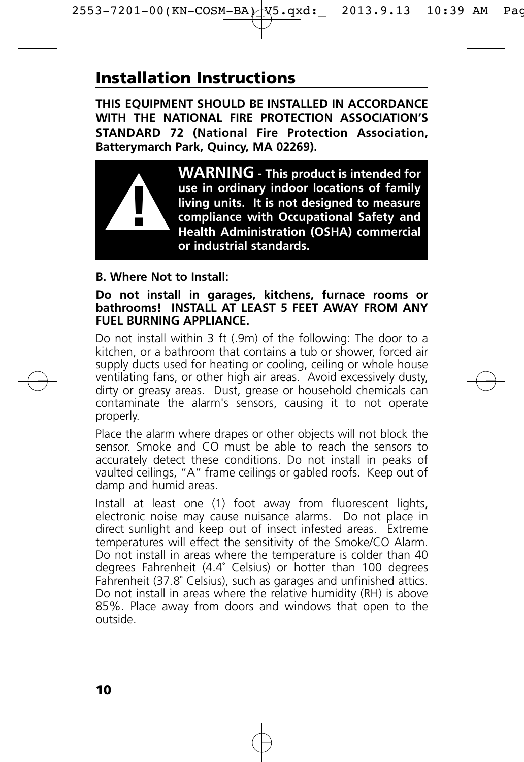## Installation Instructions

**THIS EQUIPMENT SHOULD BE INSTALLED IN ACCORDANCE WITH THE NATIONAL FIRE PROTECTION ASSOCIATION'S STANDARD 72 (National Fire Protection Association, Batterymarch Park, Quincy, MA 02269).**

**WARNING - This product is intended for use in ordinary indoor locations of family living units. It is not designed to measure compliance with Occupational Safety and Health Administration (OSHA) commercial or industrial standards.**

**B. Where Not to Install:**

**Do not install in garages, kitchens, furnace rooms or bathrooms! INSTALL AT LEAST 5 FEET AWAY FROM ANY FUEL BURNING APPLIANCE.**

Do not install within 3 ft (.9m) of the following: The door to a kitchen, or a bathroom that contains a tub or shower, forced air supply ducts used for heating or cooling, ceiling or whole house ventilating fans, or other high air areas. Avoid excessively dusty, dirty or greasy areas. Dust, grease or household chemicals can contaminate the alarm's sensors, causing it to not operate properly.

Place the alarm where drapes or other objects will not block the sensor. Smoke and CO must be able to reach the sensors to accurately detect these conditions. Do not install in peaks of vaulted ceilings, "A" frame ceilings or gabled roofs. Keep out of damp and humid areas.

Install at least one (1) foot away from fluorescent lights, electronic noise may cause nuisance alarms. Do not place in direct sunlight and keep out of insect infested areas. Extreme temperatures will effect the sensitivity of the Smoke/CO Alarm. Do not install in areas where the temperature is colder than 40 degrees Fahrenheit (4.4˚ Celsius) or hotter than 100 degrees Fahrenheit (37.8˚ Celsius), such as garages and unfinished attics. Do not install in areas where the relative humidity (RH) is above 85%. Place away from doors and windows that open to the outside.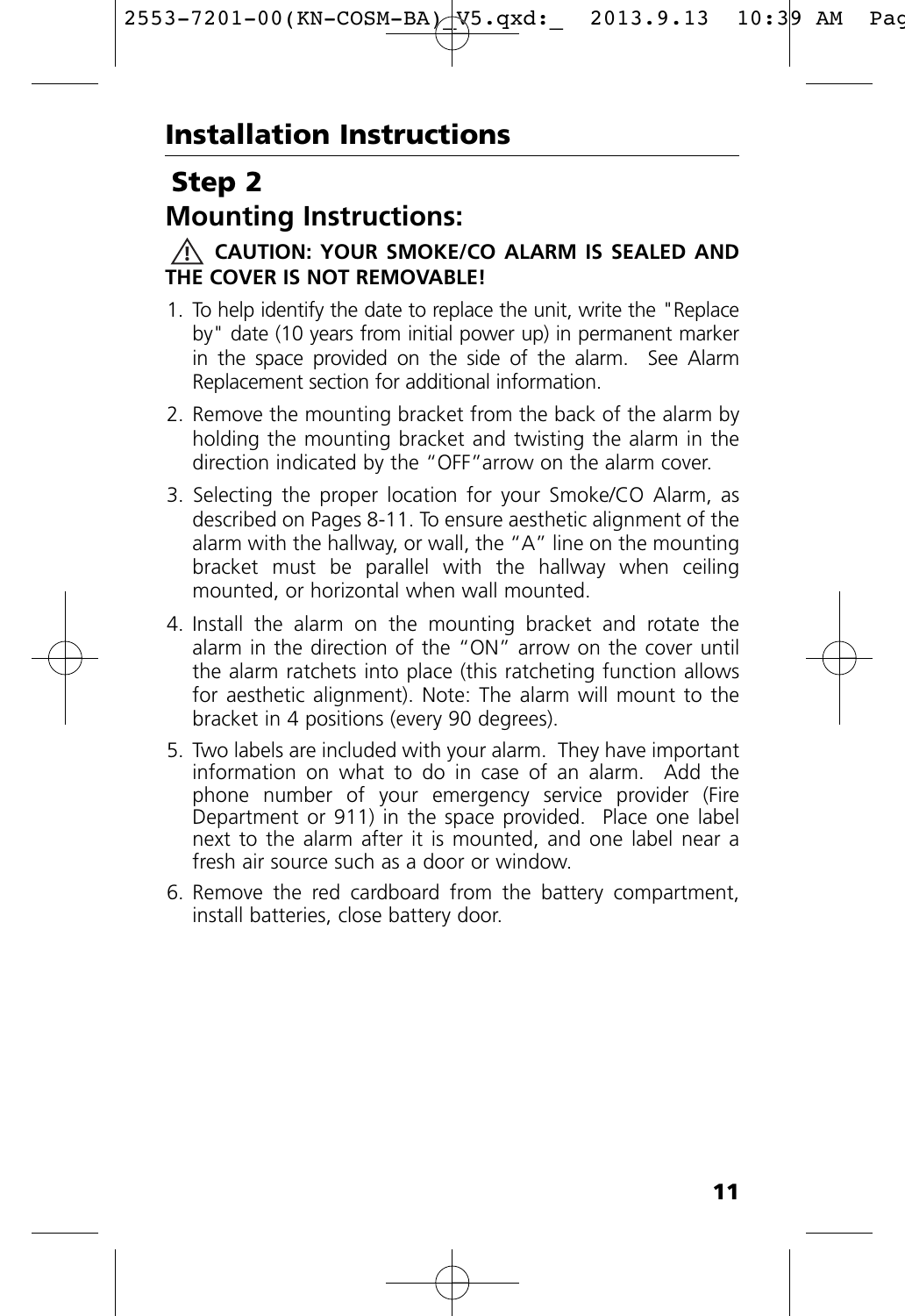# Installation Instructions

## Step 2

## Mounting Instructions:

⚠ **CAUTION: YOUR SMOKE/CO ALARM IS SEALED AND THE COVER IS NOT REMOVABLE!**

1. To help identify the date to replace the unit, write the "Replace by" date (10 years from initial power up) in permanent marker in the space provided on the side of the alarm. See Alarm Replacement section for additional information.
2. Remove the mounting bracket from the back of the alarm by holding the mounting bracket and twisting the alarm in the direction indicated by the "OFF" arrow on the alarm cover.
3. Selecting the proper location for your Smoke/CO Alarm, as described on Pages 8-11. To ensure aesthetic alignment of the alarm with the hallway, or wall, the "A" line on the mounting bracket must be parallel with the hallway when ceiling mounted, or horizontal when wall mounted.
4. Install the alarm on the mounting bracket and rotate the alarm in the direction of the "ON" arrow on the cover until the alarm ratchets into place (this ratcheting function allows for aesthetic alignment). Note: The alarm will mount to the bracket in 4 positions (every 90 degrees).
5. Two labels are included with your alarm. They have important information on what to do in case of an alarm. Add the phone number of your emergency service provider (Fire Department or 911) in the space provided. Place one label next to the alarm after it is mounted, and one label near a fresh air source such as a door or window.
6. Remove the red cardboard from the battery compartment, install batteries, close battery door.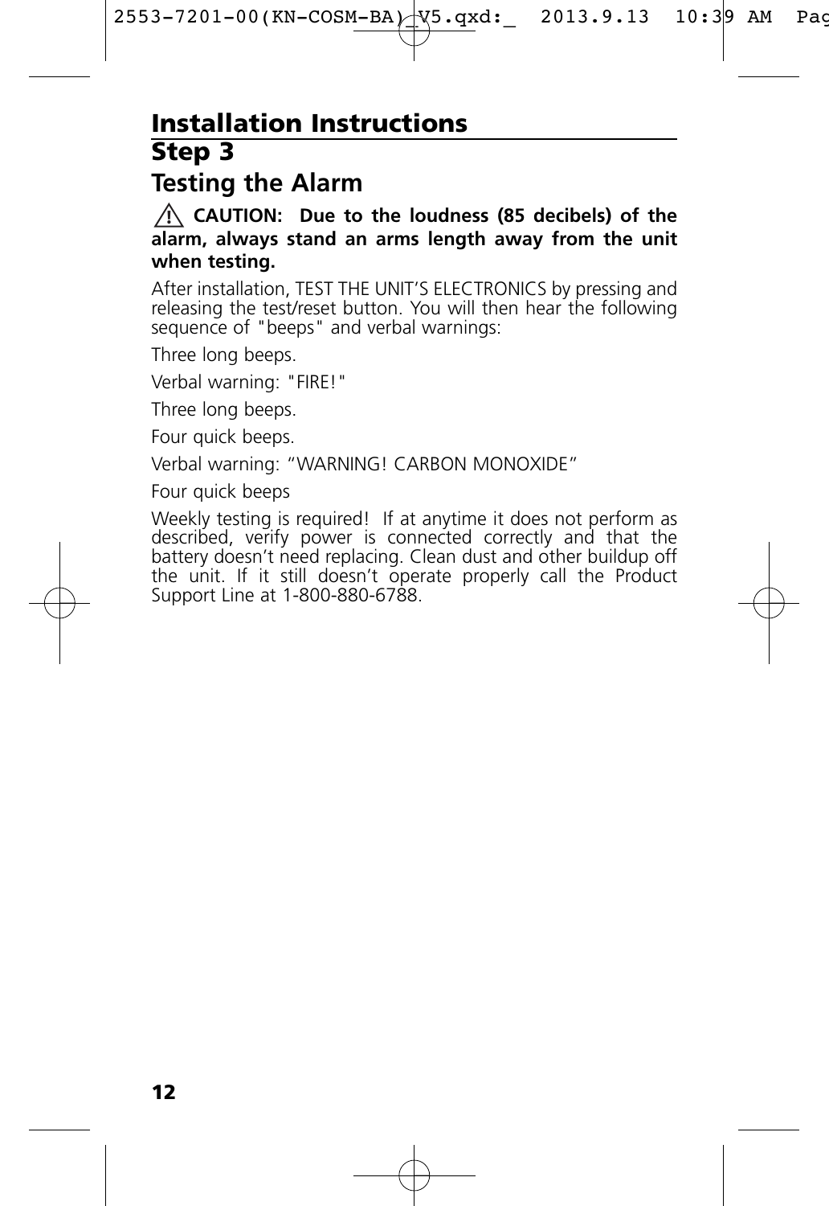# Installation Instructions

## Step 3

## Testing the Alarm

⚠ **CAUTION: Due to the loudness (85 decibels) of the alarm, always stand an arms length away from the unit when testing.**

After installation, TEST THE UNIT'S ELECTRONICS by pressing and releasing the test/reset button. You will then hear the following sequence of "beeps" and verbal warnings:

Three long beeps.

Verbal warning: "FIRE!"

Three long beeps.

Four quick beeps.

Verbal warning: "WARNING! CARBON MONOXIDE"

Four quick beeps

Weekly testing is required! If at anytime it does not perform as described, verify power is connected correctly and that the battery doesn't need replacing. Clean dust and other buildup off the unit. If it still doesn't operate properly call the Product Support Line at 1-800-880-6788.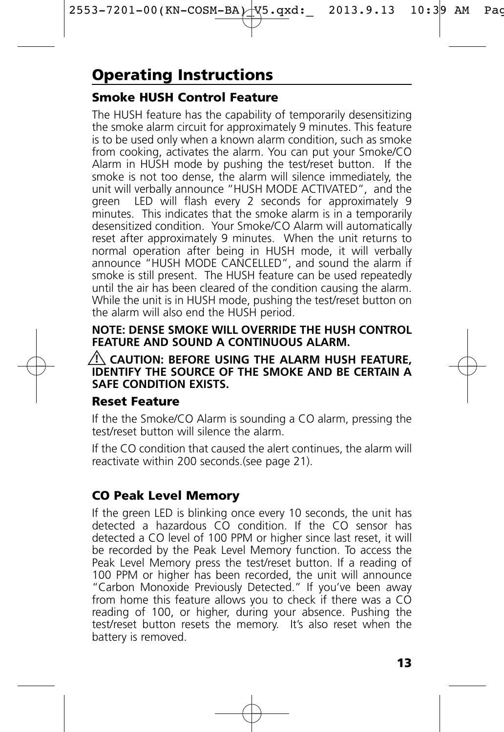# Operating Instructions

## Smoke HUSH Control Feature

The HUSH feature has the capability of temporarily desensitizing the smoke alarm circuit for approximately 9 minutes. This feature is to be used only when a known alarm condition, such as smoke from cooking, activates the alarm. You can put your Smoke/CO Alarm in HUSH mode by pushing the test/reset button. If the smoke is not too dense, the alarm will silence immediately, the unit will verbally announce "HUSH MODE ACTIVATED", and the green LED will flash every 2 seconds for approximately 9 minutes. This indicates that the smoke alarm is in a temporarily desensitized condition. Your Smoke/CO Alarm will automatically reset after approximately 9 minutes. When the unit returns to normal operation after being in HUSH mode, it will verbally announce "HUSH MODE CANCELLED", and sound the alarm if smoke is still present. The HUSH feature can be used repeatedly until the air has been cleared of the condition causing the alarm. While the unit is in HUSH mode, pushing the test/reset button on the alarm will also end the HUSH period.

**NOTE: DENSE SMOKE WILL OVERRIDE THE HUSH CONTROL FEATURE AND SOUND A CONTINUOUS ALARM.**

**⚠ CAUTION: BEFORE USING THE ALARM HUSH FEATURE, IDENTIFY THE SOURCE OF THE SMOKE AND BE CERTAIN A SAFE CONDITION EXISTS.**

## Reset Feature

If the the Smoke/CO Alarm is sounding a CO alarm, pressing the test/reset button will silence the alarm.

If the CO condition that caused the alert continues, the alarm will reactivate within 200 seconds.(see page 21).

## CO Peak Level Memory

If the green LED is blinking once every 10 seconds, the unit has detected a hazardous CO condition. If the CO sensor has detected a CO level of 100 PPM or higher since last reset, it will be recorded by the Peak Level Memory function. To access the Peak Level Memory press the test/reset button. If a reading of 100 PPM or higher has been recorded, the unit will announce "Carbon Monoxide Previously Detected." If you've been away from home this feature allows you to check if there was a CO reading of 100, or higher, during your absence. Pushing the test/reset button resets the memory. It's also reset when the battery is removed.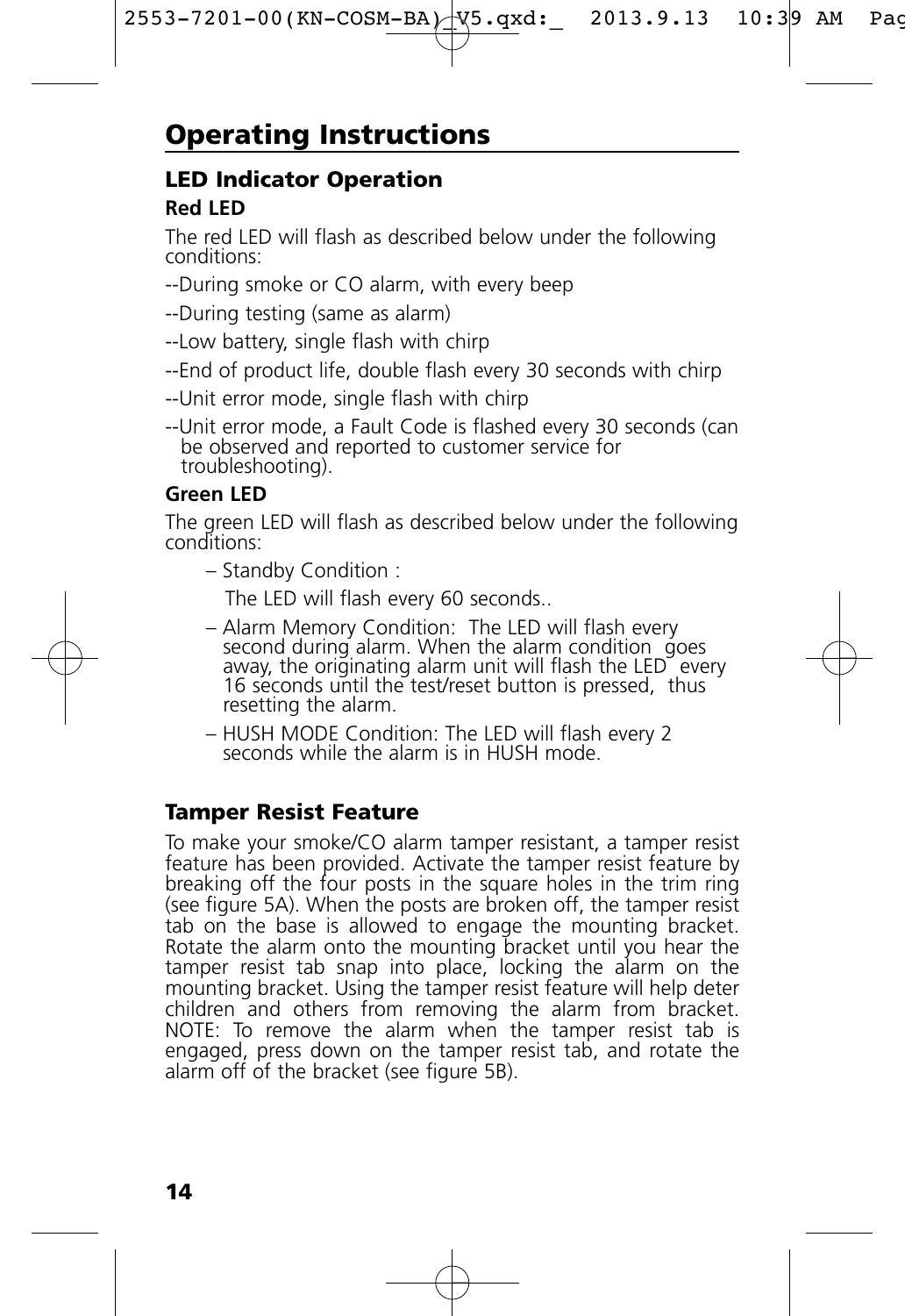# Operating Instructions

## LED Indicator Operation

### Red LED

The red LED will flash as described below under the following conditions:

--During smoke or CO alarm, with every beep

--During testing (same as alarm)

--Low battery, single flash with chirp

--End of product life, double flash every 30 seconds with chirp

--Unit error mode, single flash with chirp

--Unit error mode, a Fault Code is flashed every 30 seconds (can be observed and reported to customer service for troubleshooting).

### Green LED

The green LED will flash as described below under the following conditions:

– Standby Condition :

The LED will flash every 60 seconds..

– Alarm Memory Condition: The LED will flash every second during alarm. When the alarm condition goes away, the originating alarm unit will flash the LED every 16 seconds until the test/reset button is pressed, thus resetting the alarm.

– HUSH MODE Condition: The LED will flash every 2 seconds while the alarm is in HUSH mode.

## Tamper Resist Feature

To make your smoke/CO alarm tamper resistant, a tamper resist feature has been provided. Activate the tamper resist feature by breaking off the four posts in the square holes in the trim ring (see figure 5A). When the posts are broken off, the tamper resist tab on the base is allowed to engage the mounting bracket. Rotate the alarm onto the mounting bracket until you hear the tamper resist tab snap into place, locking the alarm on the mounting bracket. Using the tamper resist feature will help deter children and others from removing the alarm from bracket. NOTE: To remove the alarm when the tamper resist tab is engaged, press down on the tamper resist tab, and rotate the alarm off of the bracket (see figure 5B).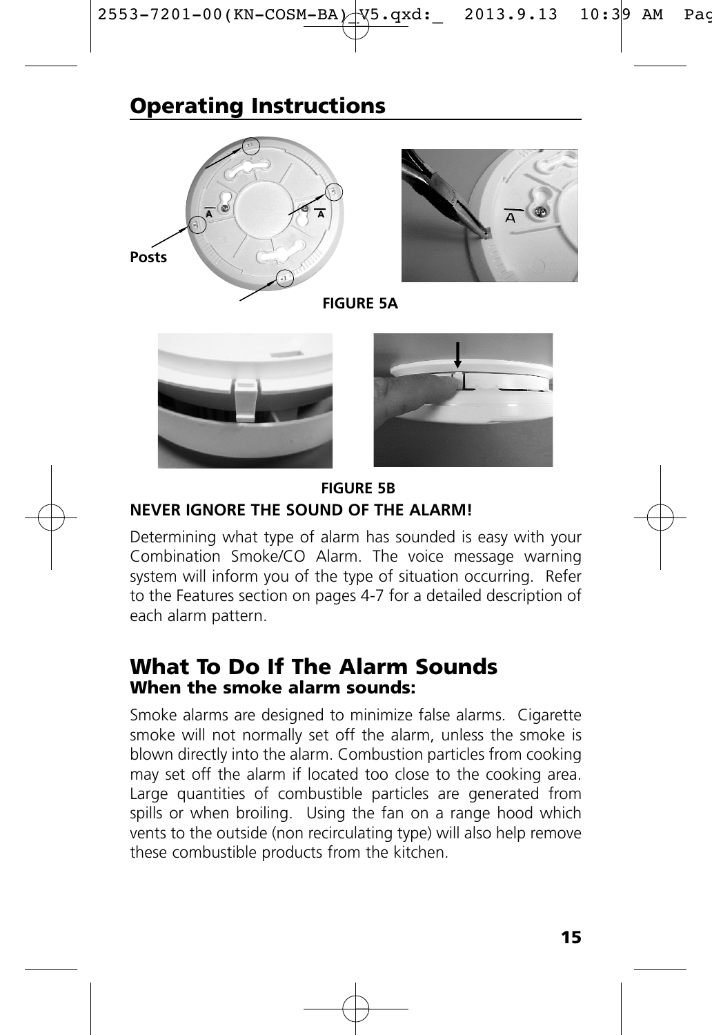## Operating Instructions

Posts

A

A

A

FIGURE 5A

FIGURE 5B

**NEVER IGNORE THE SOUND OF THE ALARM!**

Determining what type of alarm has sounded is easy with your Combination Smoke/CO Alarm. The voice message warning system will inform you of the type of situation occurring. Refer to the Features section on pages 4-7 for a detailed description of each alarm pattern.

## What To Do If The Alarm Sounds

### When the smoke alarm sounds:

Smoke alarms are designed to minimize false alarms. Cigarette smoke will not normally set off the alarm, unless the smoke is blown directly into the alarm. Combustion particles from cooking may set off the alarm if located too close to the cooking area. Large quantities of combustible particles are generated from spills or when broiling. Using the fan on a range hood which vents to the outside (non recirculating type) will also help remove these combustible products from the kitchen.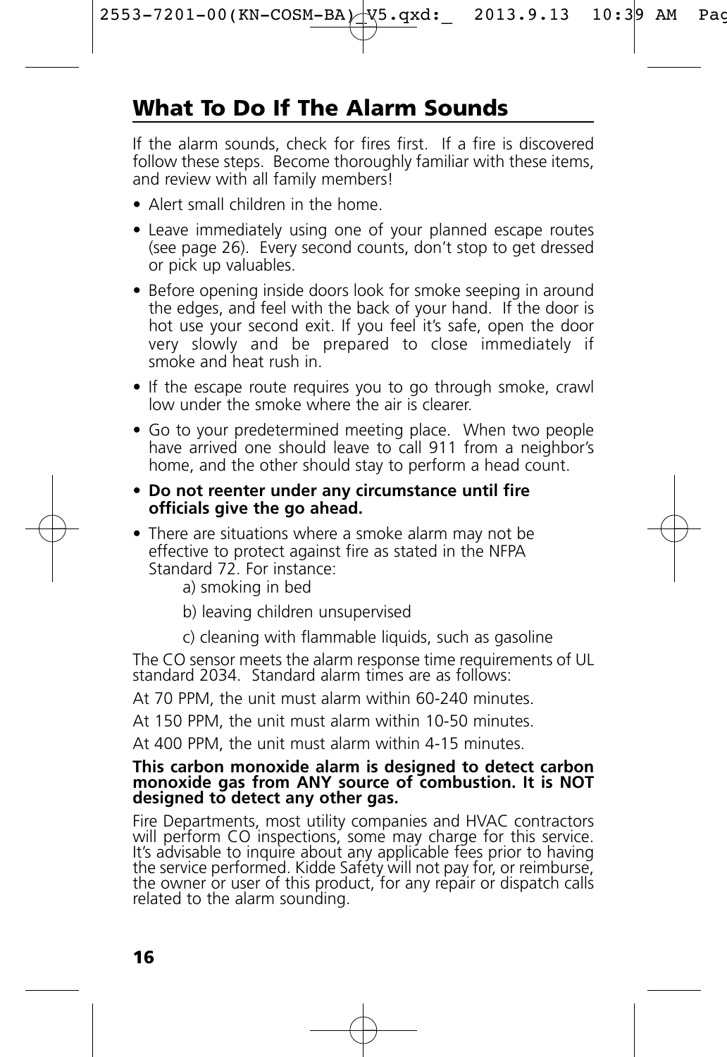## What To Do If The Alarm Sounds

If the alarm sounds, check for fires first. If a fire is discovered follow these steps. Become thoroughly familiar with these items, and review with all family members!

- Alert small children in the home.
- Leave immediately using one of your planned escape routes (see page 26). Every second counts, don't stop to get dressed or pick up valuables.
- Before opening inside doors look for smoke seeping in around the edges, and feel with the back of your hand. If the door is hot use your second exit. If you feel it's safe, open the door very slowly and be prepared to close immediately if smoke and heat rush in.
- If the escape route requires you to go through smoke, crawl low under the smoke where the air is clearer.
- Go to your predetermined meeting place. When two people have arrived one should leave to call 911 from a neighbor's home, and the other should stay to perform a head count.
- **Do not reenter under any circumstance until fire officials give the go ahead.**
- There are situations where a smoke alarm may not be effective to protect against fire as stated in the NFPA Standard 72. For instance:
  - a) smoking in bed
  - b) leaving children unsupervised
  - c) cleaning with flammable liquids, such as gasoline

The CO sensor meets the alarm response time requirements of UL standard 2034. Standard alarm times are as follows:

At 70 PPM, the unit must alarm within 60-240 minutes.

At 150 PPM, the unit must alarm within 10-50 minutes.

At 400 PPM, the unit must alarm within 4-15 minutes.

**This carbon monoxide alarm is designed to detect carbon monoxide gas from ANY source of combustion. It is NOT designed to detect any other gas.**

Fire Departments, most utility companies and HVAC contractors will perform CO inspections, some may charge for this service. It's advisable to inquire about any applicable fees prior to having the service performed. Kidde Safety will not pay for, or reimburse, the owner or user of this product, for any repair or dispatch calls related to the alarm sounding.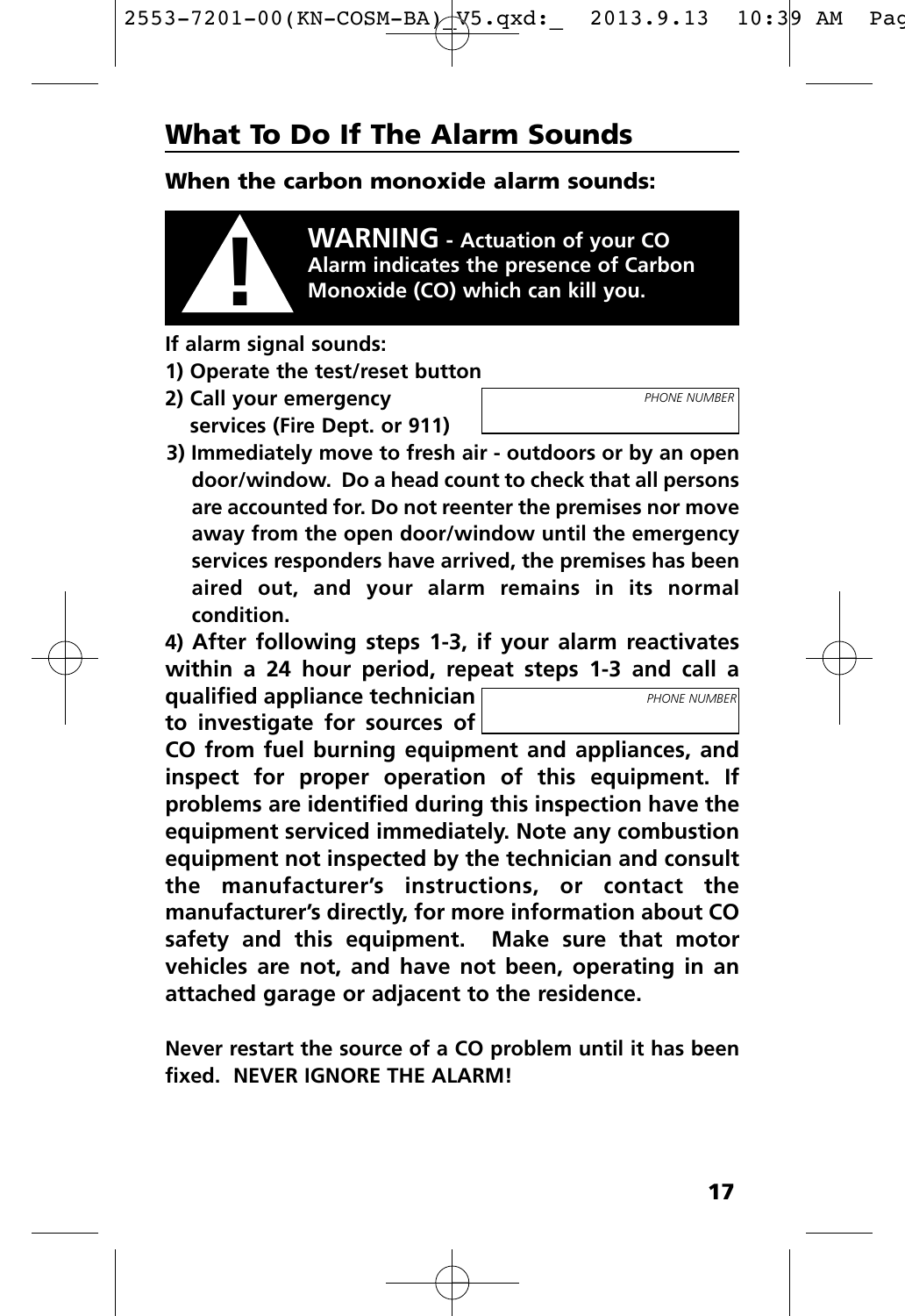## What To Do If The Alarm Sounds

### When the carbon monoxide alarm sounds:

**WARNING - Actuation of your CO Alarm indicates the presence of Carbon Monoxide (CO) which can kill you.**

**If alarm signal sounds:**

**1) Operate the test/reset button**

**2) Call your emergency services (Fire Dept. or 911)**

| *PHONE NUMBER* |
|---|
| |

**3) Immediately move to fresh air - outdoors or by an open door/window. Do a head count to check that all persons are accounted for. Do not reenter the premises nor move away from the open door/window until the emergency services responders have arrived, the premises has been aired out, and your alarm remains in its normal condition.**

**4) After following steps 1-3, if your alarm reactivates within a 24 hour period, repeat steps 1-3 and call a qualified appliance technician to investigate for sources of CO from fuel burning equipment and appliances, and inspect for proper operation of this equipment. If problems are identified during this inspection have the equipment serviced immediately. Note any combustion equipment not inspected by the technician and consult the manufacturer's instructions, or contact the manufacturer's directly, for more information about CO safety and this equipment. Make sure that motor vehicles are not, and have not been, operating in an attached garage or adjacent to the residence.**

| *PHONE NUMBER* |
|---|
| |

**Never restart the source of a CO problem until it has been fixed. NEVER IGNORE THE ALARM!**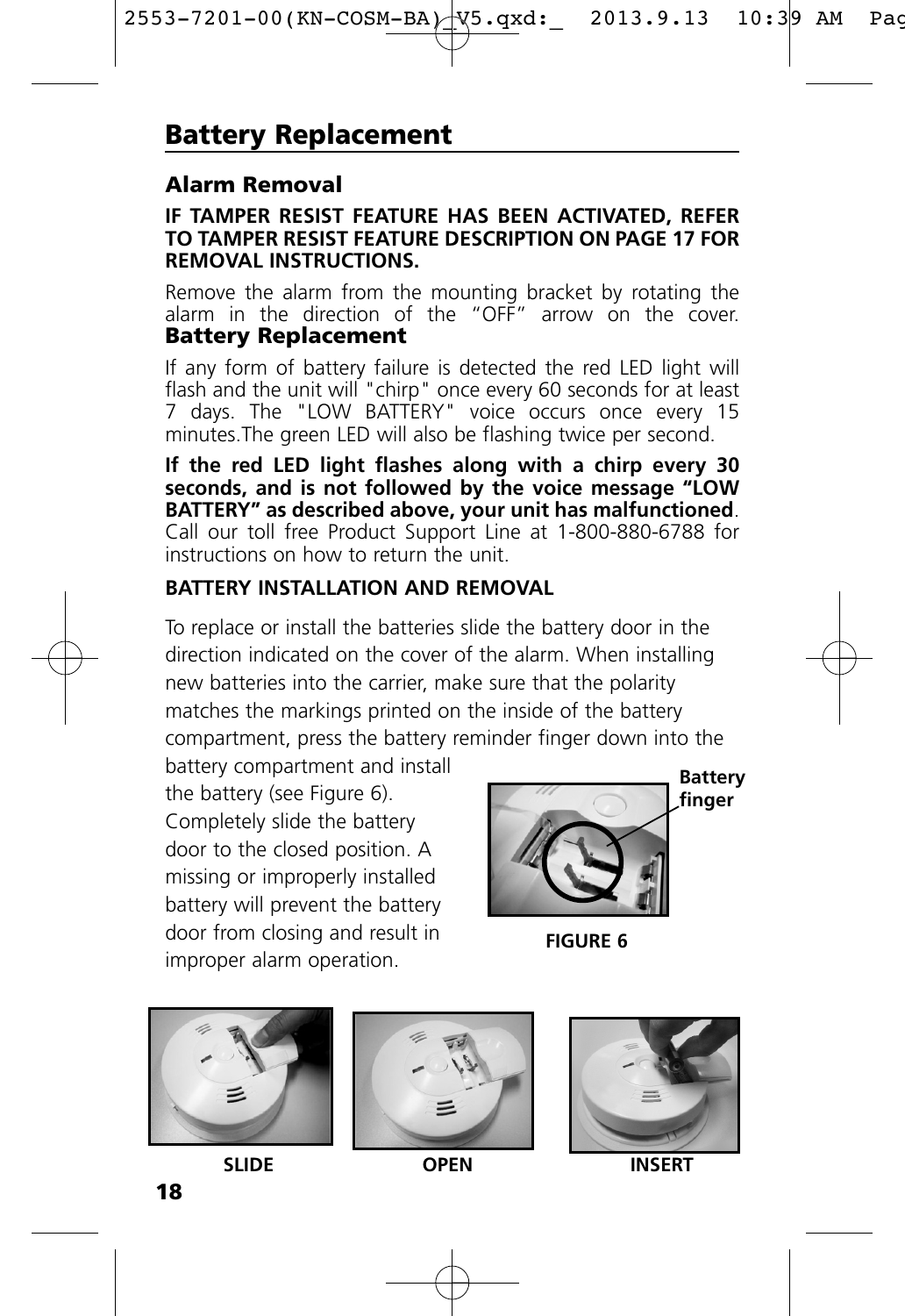# Battery Replacement

### Alarm Removal

**IF TAMPER RESIST FEATURE HAS BEEN ACTIVATED, REFER TO TAMPER RESIST FEATURE DESCRIPTION ON PAGE 17 FOR REMOVAL INSTRUCTIONS.**

Remove the alarm from the mounting bracket by rotating the alarm in the direction of the "OFF" arrow on the cover.

### Battery Replacement

If any form of battery failure is detected the red LED light will flash and the unit will "chirp" once every 60 seconds for at least 7 days. The "LOW BATTERY" voice occurs once every 15 minutes.The green LED will also be flashing twice per second.

**If the red LED light flashes along with a chirp every 30 seconds, and is not followed by the voice message "LOW BATTERY" as described above, your unit has malfunctioned**. Call our toll free Product Support Line at 1-800-880-6788 for instructions on how to return the unit.

**BATTERY INSTALLATION AND REMOVAL**

To replace or install the batteries slide the battery door in the direction indicated on the cover of the alarm. When installing new batteries into the carrier, make sure that the polarity matches the markings printed on the inside of the battery compartment, press the battery reminder finger down into the battery compartment and install the battery (see Figure 6). Completely slide the battery door to the closed position. A missing or improperly installed battery will prevent the battery door from closing and result in improper alarm operation.

Battery finger

FIGURE 6

SLIDE

OPEN

INSERT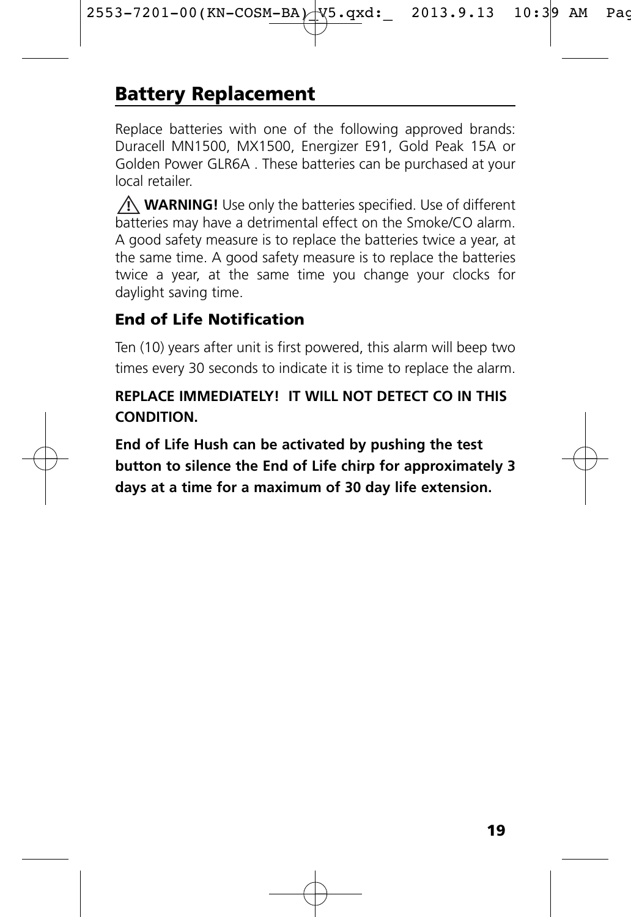## Battery Replacement

Replace batteries with one of the following approved brands: Duracell MN1500, MX1500, Energizer E91, Gold Peak 15A or Golden Power GLR6A . These batteries can be purchased at your local retailer.

⚠ **WARNING!** Use only the batteries specified. Use of different batteries may have a detrimental effect on the Smoke/CO alarm. A good safety measure is to replace the batteries twice a year, at the same time. A good safety measure is to replace the batteries twice a year, at the same time you change your clocks for daylight saving time.

### End of Life Notification

Ten (10) years after unit is first powered, this alarm will beep two times every 30 seconds to indicate it is time to replace the alarm.

**REPLACE IMMEDIATELY! IT WILL NOT DETECT CO IN THIS CONDITION.**

**End of Life Hush can be activated by pushing the test button to silence the End of Life chirp for approximately 3 days at a time for a maximum of 30 day life extension.**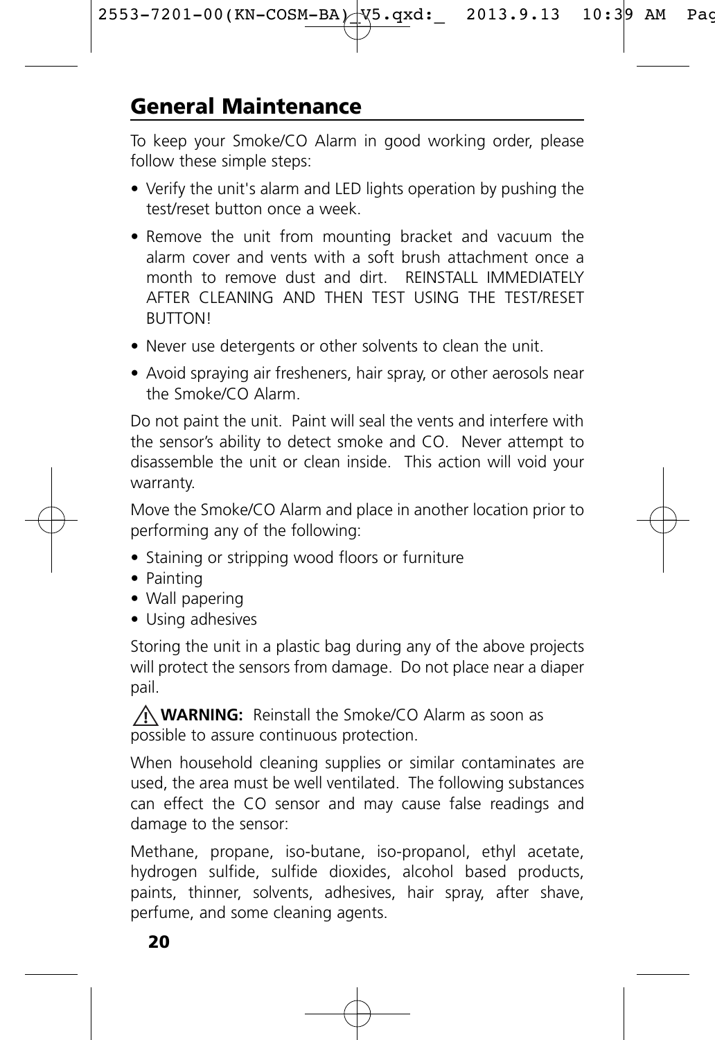## General Maintenance

To keep your Smoke/CO Alarm in good working order, please follow these simple steps:

- Verify the unit's alarm and LED lights operation by pushing the test/reset button once a week.
- Remove the unit from mounting bracket and vacuum the alarm cover and vents with a soft brush attachment once a month to remove dust and dirt. REINSTALL IMMEDIATELY AFTER CLEANING AND THEN TEST USING THE TEST/RESET BUTTON!
- Never use detergents or other solvents to clean the unit.
- Avoid spraying air fresheners, hair spray, or other aerosols near the Smoke/CO Alarm.

Do not paint the unit. Paint will seal the vents and interfere with the sensor's ability to detect smoke and CO. Never attempt to disassemble the unit or clean inside. This action will void your warranty.

Move the Smoke/CO Alarm and place in another location prior to performing any of the following:

- Staining or stripping wood floors or furniture
- Painting
- Wall papering
- Using adhesives

Storing the unit in a plastic bag during any of the above projects will protect the sensors from damage. Do not place near a diaper pail.

⚠ **WARNING:** Reinstall the Smoke/CO Alarm as soon as possible to assure continuous protection.

When household cleaning supplies or similar contaminates are used, the area must be well ventilated. The following substances can effect the CO sensor and may cause false readings and damage to the sensor:

Methane, propane, iso-butane, iso-propanol, ethyl acetate, hydrogen sulfide, sulfide dioxides, alcohol based products, paints, thinner, solvents, adhesives, hair spray, after shave, perfume, and some cleaning agents.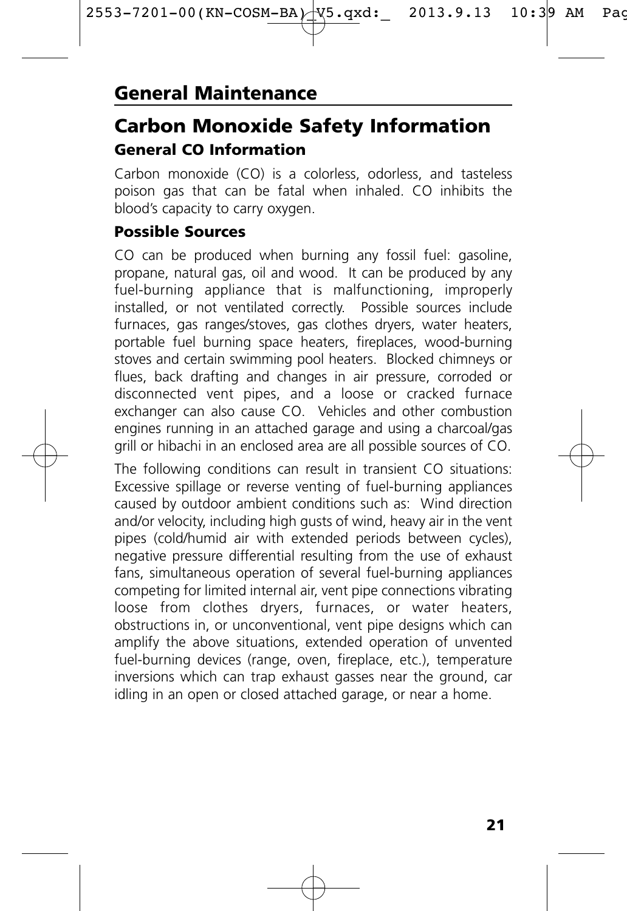# General Maintenance

## Carbon Monoxide Safety Information

### General CO Information

Carbon monoxide (CO) is a colorless, odorless, and tasteless poison gas that can be fatal when inhaled. CO inhibits the blood's capacity to carry oxygen.

### Possible Sources

CO can be produced when burning any fossil fuel: gasoline, propane, natural gas, oil and wood. It can be produced by any fuel-burning appliance that is malfunctioning, improperly installed, or not ventilated correctly. Possible sources include furnaces, gas ranges/stoves, gas clothes dryers, water heaters, portable fuel burning space heaters, fireplaces, wood-burning stoves and certain swimming pool heaters. Blocked chimneys or flues, back drafting and changes in air pressure, corroded or disconnected vent pipes, and a loose or cracked furnace exchanger can also cause CO. Vehicles and other combustion engines running in an attached garage and using a charcoal/gas grill or hibachi in an enclosed area are all possible sources of CO.

The following conditions can result in transient CO situations: Excessive spillage or reverse venting of fuel-burning appliances caused by outdoor ambient conditions such as: Wind direction and/or velocity, including high gusts of wind, heavy air in the vent pipes (cold/humid air with extended periods between cycles), negative pressure differential resulting from the use of exhaust fans, simultaneous operation of several fuel-burning appliances competing for limited internal air, vent pipe connections vibrating loose from clothes dryers, furnaces, or water heaters, obstructions in, or unconventional, vent pipe designs which can amplify the above situations, extended operation of unvented fuel-burning devices (range, oven, fireplace, etc.), temperature inversions which can trap exhaust gasses near the ground, car idling in an open or closed attached garage, or near a home.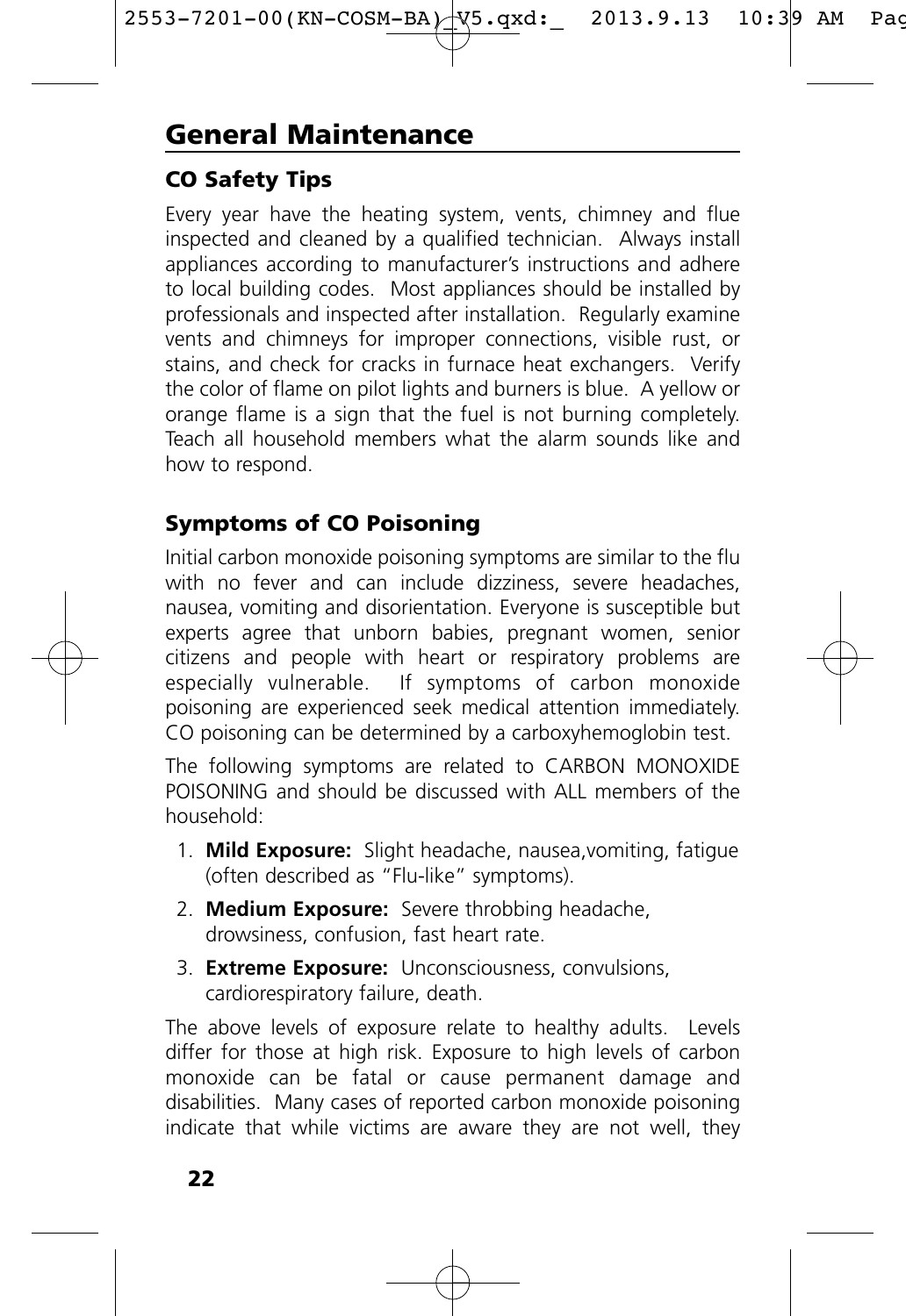# General Maintenance

## CO Safety Tips

Every year have the heating system, vents, chimney and flue inspected and cleaned by a qualified technician. Always install appliances according to manufacturer's instructions and adhere to local building codes. Most appliances should be installed by professionals and inspected after installation. Regularly examine vents and chimneys for improper connections, visible rust, or stains, and check for cracks in furnace heat exchangers. Verify the color of flame on pilot lights and burners is blue. A yellow or orange flame is a sign that the fuel is not burning completely. Teach all household members what the alarm sounds like and how to respond.

## Symptoms of CO Poisoning

Initial carbon monoxide poisoning symptoms are similar to the flu with no fever and can include dizziness, severe headaches, nausea, vomiting and disorientation. Everyone is susceptible but experts agree that unborn babies, pregnant women, senior citizens and people with heart or respiratory problems are especially vulnerable. If symptoms of carbon monoxide poisoning are experienced seek medical attention immediately. CO poisoning can be determined by a carboxyhemoglobin test.

The following symptoms are related to CARBON MONOXIDE POISONING and should be discussed with ALL members of the household:

1. **Mild Exposure:** Slight headache, nausea,vomiting, fatigue (often described as "Flu-like" symptoms).
2. **Medium Exposure:** Severe throbbing headache, drowsiness, confusion, fast heart rate.
3. **Extreme Exposure:** Unconsciousness, convulsions, cardiorespiratory failure, death.

The above levels of exposure relate to healthy adults. Levels differ for those at high risk. Exposure to high levels of carbon monoxide can be fatal or cause permanent damage and disabilities. Many cases of reported carbon monoxide poisoning indicate that while victims are aware they are not well, they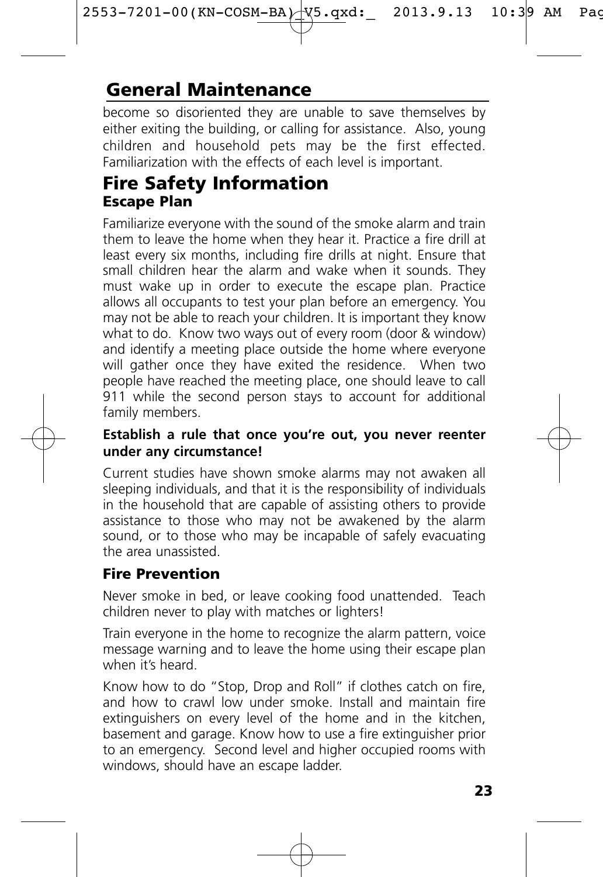## General Maintenance

become so disoriented they are unable to save themselves by either exiting the building, or calling for assistance. Also, young children and household pets may be the first effected. Familiarization with the effects of each level is important.

# Fire Safety Information

### Escape Plan

Familiarize everyone with the sound of the smoke alarm and train them to leave the home when they hear it. Practice a fire drill at least every six months, including fire drills at night. Ensure that small children hear the alarm and wake when it sounds. They must wake up in order to execute the escape plan. Practice allows all occupants to test your plan before an emergency. You may not be able to reach your children. It is important they know what to do. Know two ways out of every room (door & window) and identify a meeting place outside the home where everyone will gather once they have exited the residence. When two people have reached the meeting place, one should leave to call 911 while the second person stays to account for additional family members.

**Establish a rule that once you're out, you never reenter under any circumstance!**

Current studies have shown smoke alarms may not awaken all sleeping individuals, and that it is the responsibility of individuals in the household that are capable of assisting others to provide assistance to those who may not be awakened by the alarm sound, or to those who may be incapable of safely evacuating the area unassisted.

### Fire Prevention

Never smoke in bed, or leave cooking food unattended. Teach children never to play with matches or lighters!

Train everyone in the home to recognize the alarm pattern, voice message warning and to leave the home using their escape plan when it's heard.

Know how to do "Stop, Drop and Roll" if clothes catch on fire, and how to crawl low under smoke. Install and maintain fire extinguishers on every level of the home and in the kitchen, basement and garage. Know how to use a fire extinguisher prior to an emergency. Second level and higher occupied rooms with windows, should have an escape ladder.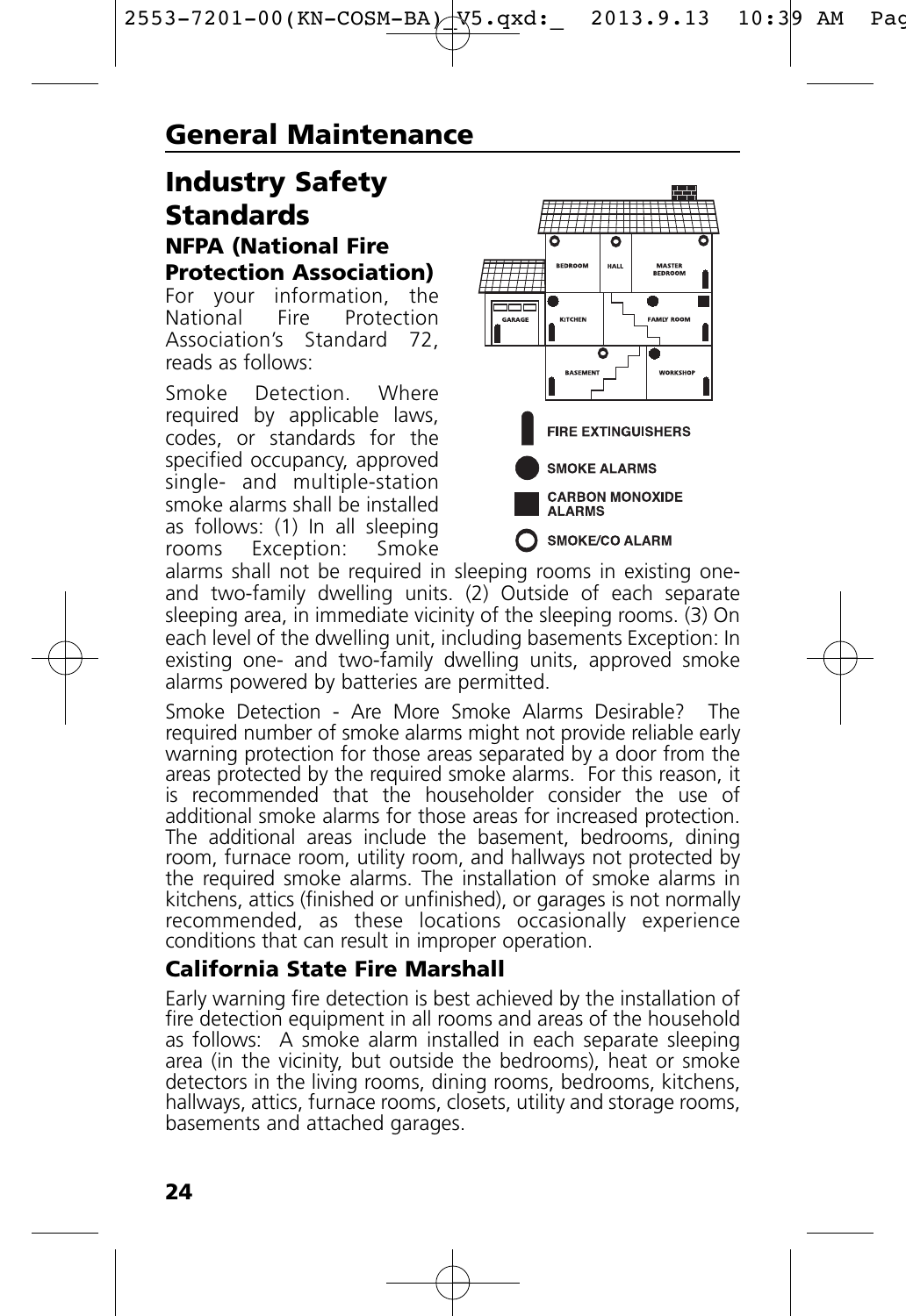# General Maintenance

## Industry Safety Standards

### NFPA (National Fire Protection Association)

For your information, the National Fire Protection Association's Standard 72, reads as follows:

Smoke Detection. Where required by applicable laws, codes, or standards for the specified occupancy, approved single- and multiple-station smoke alarms shall be installed as follows: (1) In all sleeping rooms Exception: Smoke alarms shall not be required in sleeping rooms in existing one- and two-family dwelling units. (2) Outside of each separate sleeping area, in immediate vicinity of the sleeping rooms. (3) On each level of the dwelling unit, including basements Exception: In existing one- and two-family dwelling units, approved smoke alarms powered by batteries are permitted.

Smoke Detection - Are More Smoke Alarms Desirable? The required number of smoke alarms might not provide reliable early warning protection for those areas separated by a door from the areas protected by the required smoke alarms. For this reason, it is recommended that the householder consider the use of additional smoke alarms for those areas for increased protection. The additional areas include the basement, bedrooms, dining room, furnace room, utility room, and hallways not protected by the required smoke alarms. The installation of smoke alarms in kitchens, attics (finished or unfinished), or garages is not normally recommended, as these locations occasionally experience conditions that can result in improper operation.

### California State Fire Marshall

Early warning fire detection is best achieved by the installation of fire detection equipment in all rooms and areas of the household as follows: A smoke alarm installed in each separate sleeping area (in the vicinity, but outside the bedrooms), heat or smoke detectors in the living rooms, dining rooms, bedrooms, kitchens, hallways, attics, furnace rooms, closets, utility and storage rooms, basements and attached garages.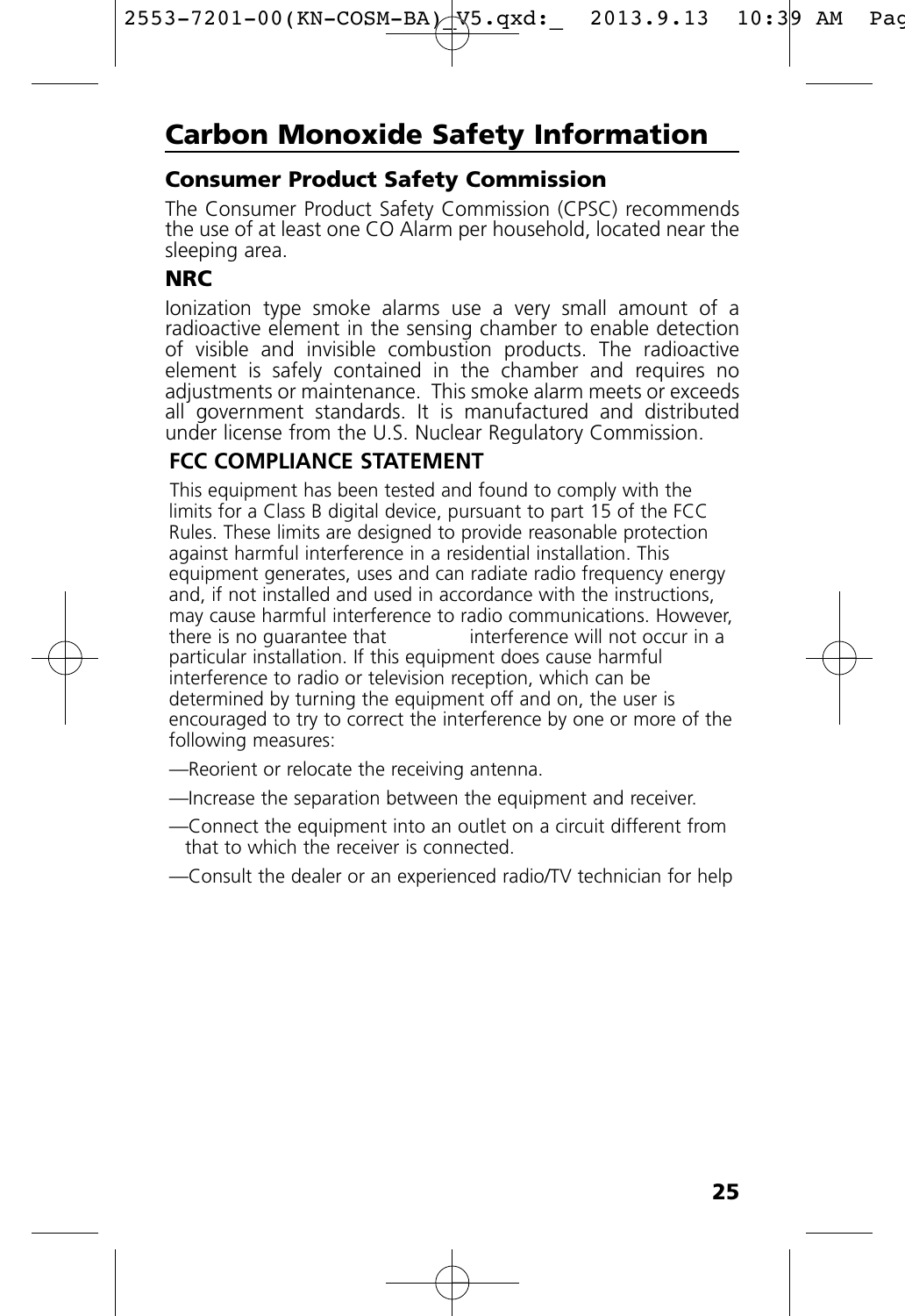# Carbon Monoxide Safety Information

### Consumer Product Safety Commission

The Consumer Product Safety Commission (CPSC) recommends the use of at least one CO Alarm per household, located near the sleeping area.

### NRC

Ionization type smoke alarms use a very small amount of a radioactive element in the sensing chamber to enable detection of visible and invisible combustion products. The radioactive element is safely contained in the chamber and requires no adjustments or maintenance. This smoke alarm meets or exceeds all government standards. It is manufactured and distributed under license from the U.S. Nuclear Regulatory Commission.

### FCC COMPLIANCE STATEMENT

This equipment has been tested and found to comply with the limits for a Class B digital device, pursuant to part 15 of the FCC Rules. These limits are designed to provide reasonable protection against harmful interference in a residential installation. This equipment generates, uses and can radiate radio frequency energy and, if not installed and used in accordance with the instructions, may cause harmful interference to radio communications. However, there is no guarantee that interference will not occur in a particular installation. If this equipment does cause harmful interference to radio or television reception, which can be determined by turning the equipment off and on, the user is encouraged to try to correct the interference by one or more of the following measures:

—Reorient or relocate the receiving antenna.

—Increase the separation between the equipment and receiver.

—Connect the equipment into an outlet on a circuit different from that to which the receiver is connected.

—Consult the dealer or an experienced radio/TV technician for help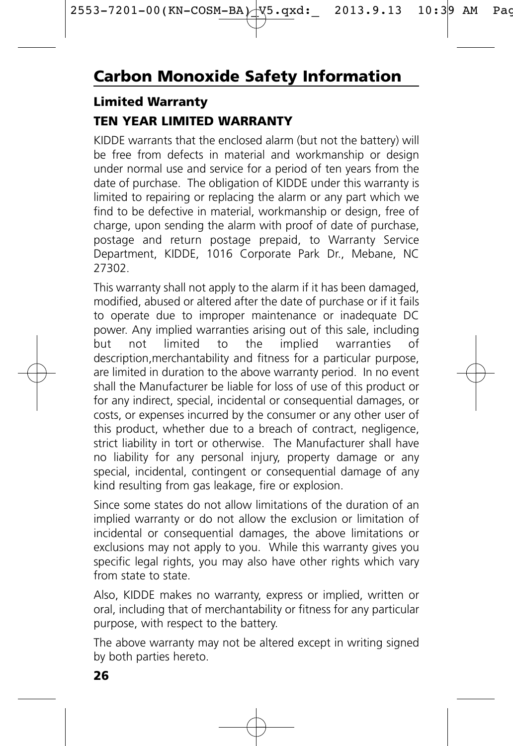# Carbon Monoxide Safety Information

## Limited Warranty

### TEN YEAR LIMITED WARRANTY

KIDDE warrants that the enclosed alarm (but not the battery) will be free from defects in material and workmanship or design under normal use and service for a period of ten years from the date of purchase. The obligation of KIDDE under this warranty is limited to repairing or replacing the alarm or any part which we find to be defective in material, workmanship or design, free of charge, upon sending the alarm with proof of date of purchase, postage and return postage prepaid, to Warranty Service Department, KIDDE, 1016 Corporate Park Dr., Mebane, NC 27302.

This warranty shall not apply to the alarm if it has been damaged, modified, abused or altered after the date of purchase or if it fails to operate due to improper maintenance or inadequate DC power. Any implied warranties arising out of this sale, including but not limited to the implied warranties of description,merchantability and fitness for a particular purpose, are limited in duration to the above warranty period. In no event shall the Manufacturer be liable for loss of use of this product or for any indirect, special, incidental or consequential damages, or costs, or expenses incurred by the consumer or any other user of this product, whether due to a breach of contract, negligence, strict liability in tort or otherwise. The Manufacturer shall have no liability for any personal injury, property damage or any special, incidental, contingent or consequential damage of any kind resulting from gas leakage, fire or explosion.

Since some states do not allow limitations of the duration of an implied warranty or do not allow the exclusion or limitation of incidental or consequential damages, the above limitations or exclusions may not apply to you. While this warranty gives you specific legal rights, you may also have other rights which vary from state to state.

Also, KIDDE makes no warranty, express or implied, written or oral, including that of merchantability or fitness for any particular purpose, with respect to the battery.

The above warranty may not be altered except in writing signed by both parties hereto.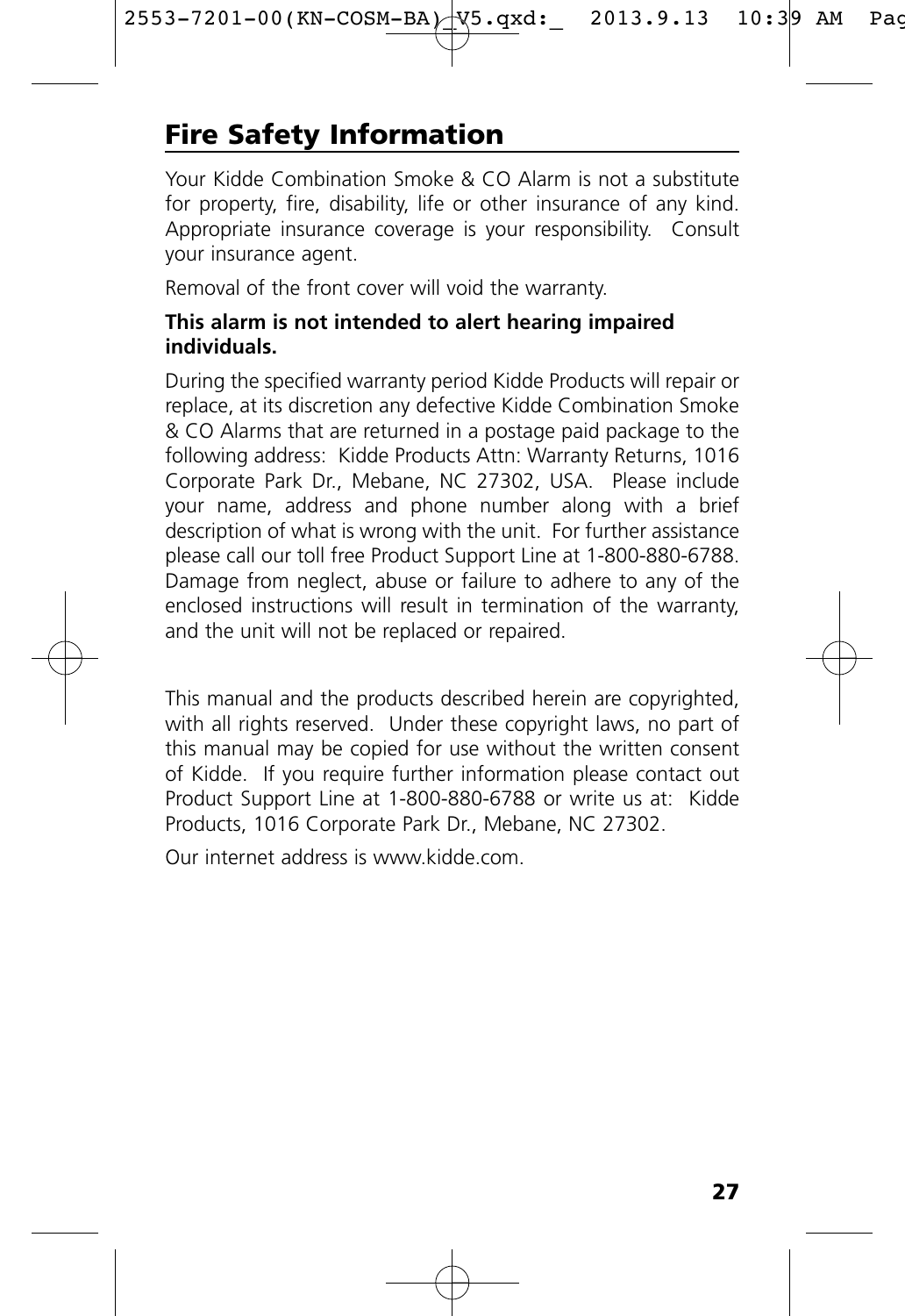## Fire Safety Information

Your Kidde Combination Smoke & CO Alarm is not a substitute for property, fire, disability, life or other insurance of any kind. Appropriate insurance coverage is your responsibility. Consult your insurance agent.

Removal of the front cover will void the warranty.

**This alarm is not intended to alert hearing impaired individuals.**

During the specified warranty period Kidde Products will repair or replace, at its discretion any defective Kidde Combination Smoke & CO Alarms that are returned in a postage paid package to the following address: Kidde Products Attn: Warranty Returns, 1016 Corporate Park Dr., Mebane, NC 27302, USA. Please include your name, address and phone number along with a brief description of what is wrong with the unit. For further assistance please call our toll free Product Support Line at 1-800-880-6788. Damage from neglect, abuse or failure to adhere to any of the enclosed instructions will result in termination of the warranty, and the unit will not be replaced or repaired.

This manual and the products described herein are copyrighted, with all rights reserved. Under these copyright laws, no part of this manual may be copied for use without the written consent of Kidde. If you require further information please contact out Product Support Line at 1-800-880-6788 or write us at: Kidde Products, 1016 Corporate Park Dr., Mebane, NC 27302.

Our internet address is www.kidde.com.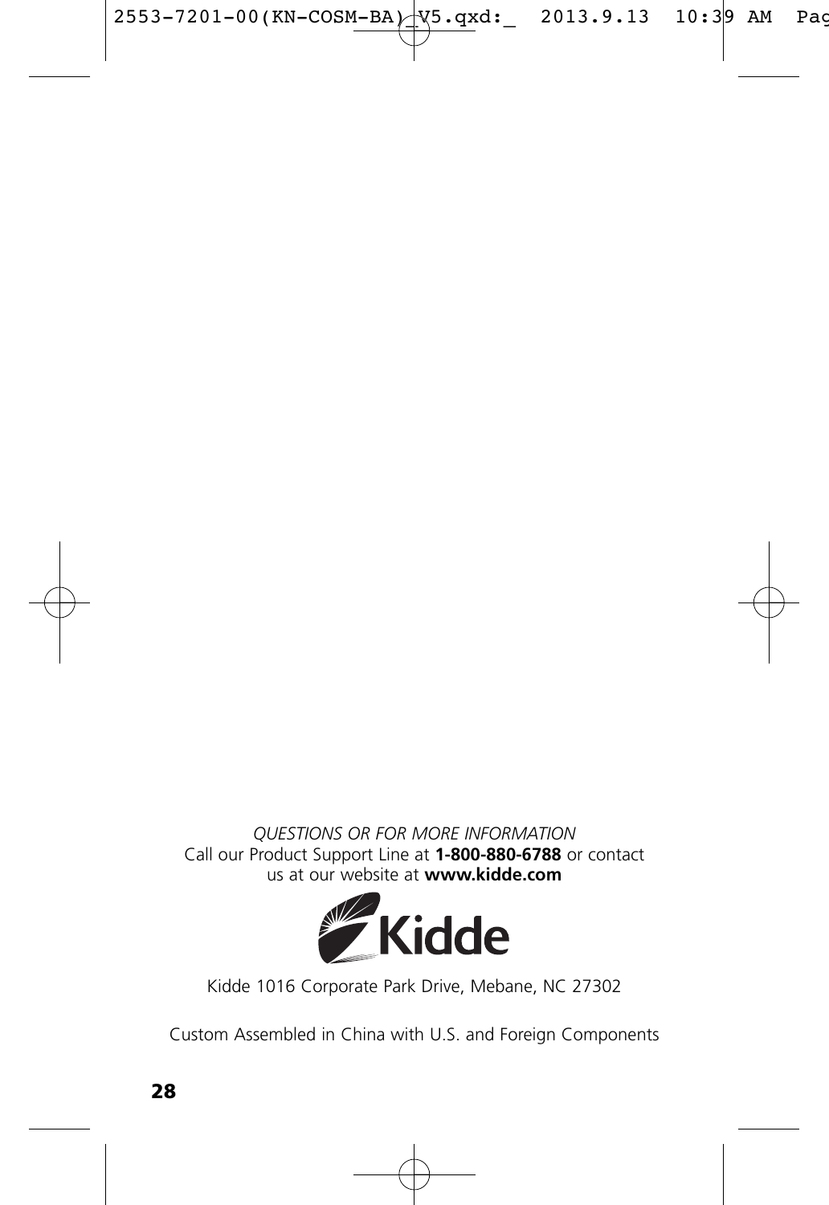*QUESTIONS OR FOR MORE INFORMATION*
Call our Product Support Line at **1-800-880-6788** or contact us at our website at **www.kidde.com**

Kidde

Kidde 1016 Corporate Park Drive, Mebane, NC 27302

Custom Assembled in China with U.S. and Foreign Components